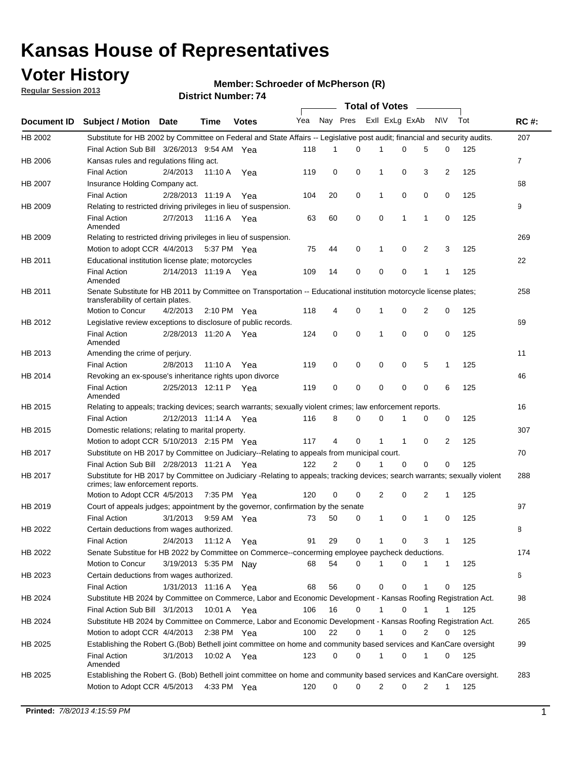# Kansas House of Representatives

## Voter History

**Regular Session 2013**

**Member: Schroeder of McPherson (R)**

**District Number: 74**

| Document ID | Subject / Motion | Date | Time | Votes | Yea | Nay | Pres | ExII | ExLg | ExAb | N\V | Tot | RC #: |
|---|---|---|---|---|---|---|---|---|---|---|---|---|---|
| HB 2002 | Substitute for HB 2002 by Committee on Federal and State Affairs -- Legislative post audit; financial and security audits. | | | | | | | | | | | | 207 |
| | Final Action Sub Bill | 3/26/2013 | 9:54 AM | Yea | 118 | 1 | 0 | 1 | 0 | 5 | 0 | 125 | |
| HB 2006 | Kansas rules and regulations filing act. | | | | | | | | | | | | 7 |
| | Final Action | 2/4/2013 | 11:10 A | Yea | 119 | 0 | 0 | 1 | 0 | 3 | 2 | 125 | |
| HB 2007 | Insurance Holding Company act. | | | | | | | | | | | | 68 |
| | Final Action | 2/28/2013 | 11:19 A | Yea | 104 | 20 | 0 | 1 | 0 | 0 | 0 | 125 | |
| HB 2009 | Relating to restricted driving privileges in lieu of suspension. | | | | | | | | | | | | 9 |
| | Final Action Amended | 2/7/2013 | 11:16 A | Yea | 63 | 60 | 0 | 0 | 1 | 1 | 0 | 125 | |
| HB 2009 | Relating to restricted driving privileges in lieu of suspension. | | | | | | | | | | | | 269 |
| | Motion to adopt CCR | 4/4/2013 | 5:37 PM | Yea | 75 | 44 | 0 | 1 | 0 | 2 | 3 | 125 | |
| HB 2011 | Educational institution license plate; motorcycles | | | | | | | | | | | | 22 |
| | Final Action Amended | 2/14/2013 | 11:19 A | Yea | 109 | 14 | 0 | 0 | 0 | 1 | 1 | 125 | |
| HB 2011 | Senate Substitute for HB 2011 by Committee on Transportation -- Educational institution motorcycle license plates; transferability of certain plates. | | | | | | | | | | | | 258 |
| | Motion to Concur | 4/2/2013 | 2:10 PM | Yea | 118 | 4 | 0 | 1 | 0 | 2 | 0 | 125 | |
| HB 2012 | Legislative review exceptions to disclosure of public records. | | | | | | | | | | | | 69 |
| | Final Action Amended | 2/28/2013 | 11:20 A | Yea | 124 | 0 | 0 | 1 | 0 | 0 | 0 | 125 | |
| HB 2013 | Amending the crime of perjury. | | | | | | | | | | | | 11 |
| | Final Action | 2/8/2013 | 11:10 A | Yea | 119 | 0 | 0 | 0 | 0 | 5 | 1 | 125 | |
| HB 2014 | Revoking an ex-spouse's inheritance rights upon divorce | | | | | | | | | | | | 46 |
| | Final Action Amended | 2/25/2013 | 12:11 P | Yea | 119 | 0 | 0 | 0 | 0 | 0 | 6 | 125 | |
| HB 2015 | Relating to appeals; tracking devices; search warrants; sexually violent crimes; law enforcement reports. | | | | | | | | | | | | 16 |
| | Final Action | 2/12/2013 | 11:14 A | Yea | 116 | 8 | 0 | 0 | 1 | 0 | 0 | 125 | |
| HB 2015 | Domestic relations; relating to marital property. | | | | | | | | | | | | 307 |
| | Motion to adopt CCR | 5/10/2013 | 2:15 PM | Yea | 117 | 4 | 0 | 1 | 1 | 0 | 2 | 125 | |
| HB 2017 | Substitute on HB 2017 by Committee on Judiciary--Relating to appeals from municipal court. | | | | | | | | | | | | 70 |
| | Final Action Sub Bill | 2/28/2013 | 11:21 A | Yea | 122 | 2 | 0 | 1 | 0 | 0 | 0 | 125 | |
| HB 2017 | Substitute for HB 2017 by Committee on Judiciary -Relating to appeals; tracking devices; search warrants; sexually violent crimes; law enforcement reports. | | | | | | | | | | | | 288 |
| | Motion to Adopt CCR | 4/5/2013 | 7:35 PM | Yea | 120 | 0 | 0 | 2 | 0 | 2 | 1 | 125 | |
| HB 2019 | Court of appeals judges; appointment by the governor, confirmation by the senate | | | | | | | | | | | | 97 |
| | Final Action | 3/1/2013 | 9:59 AM | Yea | 73 | 50 | 0 | 1 | 0 | 1 | 0 | 125 | |
| HB 2022 | Certain deductions from wages authorized. | | | | | | | | | | | | 8 |
| | Final Action | 2/4/2013 | 11:12 A | Yea | 91 | 29 | 0 | 1 | 0 | 3 | 1 | 125 | |
| HB 2022 | Senate Substitue for HB 2022 by Committee on Commerce--concerning employee paycheck deductions. | | | | | | | | | | | | 174 |
| | Motion to Concur | 3/19/2013 | 5:35 PM | Nay | 68 | 54 | 0 | 1 | 0 | 1 | 1 | 125 | |
| HB 2023 | Certain deductions from wages authorized. | | | | | | | | | | | | 6 |
| | Final Action | 1/31/2013 | 11:16 A | Yea | 68 | 56 | 0 | 0 | 0 | 1 | 0 | 125 | |
| HB 2024 | Substitute HB 2024 by Committee on Commerce, Labor and Economic Development - Kansas Roofing Registration Act. | | | | | | | | | | | | 98 |
| | Final Action Sub Bill | 3/1/2013 | 10:01 A | Yea | 106 | 16 | 0 | 1 | 0 | 1 | 1 | 125 | |
| HB 2024 | Substitute HB 2024 by Committee on Commerce, Labor and Economic Development - Kansas Roofing Registration Act. | | | | | | | | | | | | 265 |
| | Motion to adopt CCR | 4/4/2013 | 2:38 PM | Yea | 100 | 22 | 0 | 1 | 0 | 2 | 0 | 125 | |
| HB 2025 | Establishing the Robert G.(Bob) Bethell joint committee on home and community based services and KanCare oversight | | | | | | | | | | | | 99 |
| | Final Action Amended | 3/1/2013 | 10:02 A | Yea | 123 | 0 | 0 | 1 | 0 | 1 | 0 | 125 | |
| HB 2025 | Establishing the Robert G. (Bob) Bethell joint committee on home and community based services and KanCare oversight. | | | | | | | | | | | | 283 |
| | Motion to Adopt CCR | 4/5/2013 | 4:33 PM | Yea | 120 | 0 | 0 | 2 | 0 | 2 | 1 | 125 | |

**Printed:** *7/8/2013 4:15:59 PM*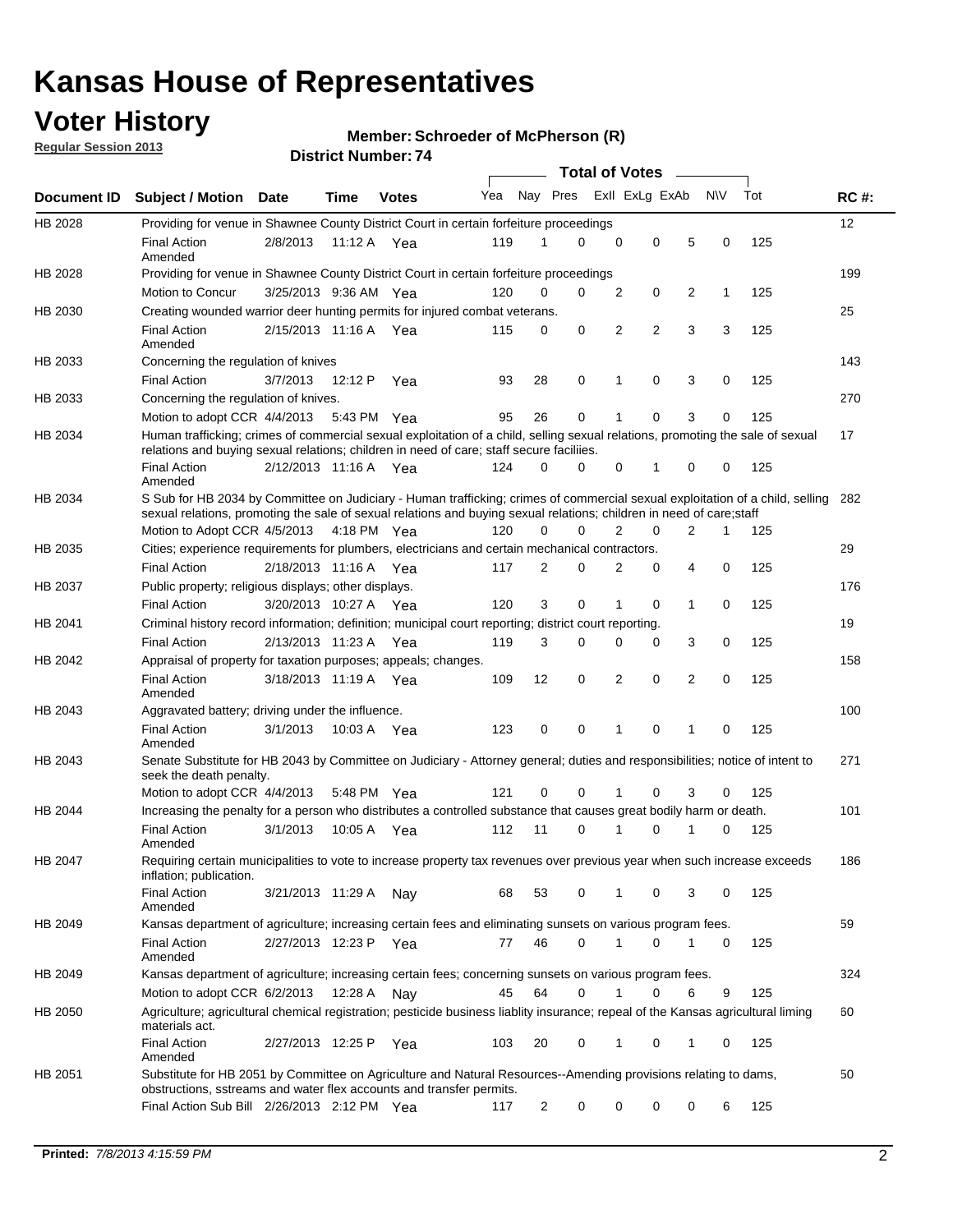# Kansas House of Representatives

## Voter History

**Regular Session 2013**

**Member: Schroeder of McPherson (R)**

**District Number: 74**

| Document ID | Subject / Motion | Date | Time | Votes | Yea | Nay | Pres | ExII | ExLg | ExAb | N\V | Tot | RC #: |
|---|---|---|---|---|---|---|---|---|---|---|---|---|---|
| HB 2028 | Providing for venue in Shawnee County District Court in certain forfeiture proceedings | | | | | | | | | | | | 12 |
| | Final Action Amended | 2/8/2013 | 11:12 A | Yea | 119 | 1 | 0 | 0 | 0 | 5 | 0 | 125 | |
| HB 2028 | Providing for venue in Shawnee County District Court in certain forfeiture proceedings | | | | | | | | | | | | 199 |
| | Motion to Concur | 3/25/2013 | 9:36 AM | Yea | 120 | 0 | 0 | 2 | 0 | 2 | 1 | 125 | |
| HB 2030 | Creating wounded warrior deer hunting permits for injured combat veterans. | | | | | | | | | | | | 25 |
| | Final Action Amended | 2/15/2013 | 11:16 A | Yea | 115 | 0 | 0 | 2 | 2 | 3 | 3 | 125 | |
| HB 2033 | Concerning the regulation of knives | | | | | | | | | | | | 143 |
| | Final Action | 3/7/2013 | 12:12 P | Yea | 93 | 28 | 0 | 1 | 0 | 3 | 0 | 125 | |
| HB 2033 | Concerning the regulation of knives. | | | | | | | | | | | | 270 |
| | Motion to adopt CCR | 4/4/2013 | 5:43 PM | Yea | 95 | 26 | 0 | 1 | 0 | 3 | 0 | 125 | |
| HB 2034 | Human trafficking; crimes of commercial sexual exploitation of a child, selling sexual relations, promoting the sale of sexual relations and buying sexual relations; children in need of care; staff secure faciliies. | | | | | | | | | | | | 17 |
| | Final Action Amended | 2/12/2013 | 11:16 A | Yea | 124 | 0 | 0 | 0 | 1 | 0 | 0 | 125 | |
| HB 2034 | S Sub for HB 2034 by Committee on Judiciary - Human trafficking; crimes of commercial sexual exploitation of a child, selling sexual relations, promoting the sale of sexual relations and buying sexual relations; children in need of care;staff | | | | | | | | | | | | 282 |
| | Motion to Adopt CCR | 4/5/2013 | 4:18 PM | Yea | 120 | 0 | 0 | 2 | 0 | 2 | 1 | 125 | |
| HB 2035 | Cities; experience requirements for plumbers, electricians and certain mechanical contractors. | | | | | | | | | | | | 29 |
| | Final Action | 2/18/2013 | 11:16 A | Yea | 117 | 2 | 0 | 2 | 0 | 4 | 0 | 125 | |
| HB 2037 | Public property; religious displays; other displays. | | | | | | | | | | | | 176 |
| | Final Action | 3/20/2013 | 10:27 A | Yea | 120 | 3 | 0 | 1 | 0 | 1 | 0 | 125 | |
| HB 2041 | Criminal history record information; definition; municipal court reporting; district court reporting. | | | | | | | | | | | | 19 |
| | Final Action | 2/13/2013 | 11:23 A | Yea | 119 | 3 | 0 | 0 | 0 | 3 | 0 | 125 | |
| HB 2042 | Appraisal of property for taxation purposes; appeals; changes. | | | | | | | | | | | | 158 |
| | Final Action Amended | 3/18/2013 | 11:19 A | Yea | 109 | 12 | 0 | 2 | 0 | 2 | 0 | 125 | |
| HB 2043 | Aggravated battery; driving under the influence. | | | | | | | | | | | | 100 |
| | Final Action Amended | 3/1/2013 | 10:03 A | Yea | 123 | 0 | 0 | 1 | 0 | 1 | 0 | 125 | |
| HB 2043 | Senate Substitute for HB 2043 by Committee on Judiciary - Attorney general; duties and responsibilities; notice of intent to seek the death penalty. | | | | | | | | | | | | 271 |
| | Motion to adopt CCR | 4/4/2013 | 5:48 PM | Yea | 121 | 0 | 0 | 1 | 0 | 3 | 0 | 125 | |
| HB 2044 | Increasing the penalty for a person who distributes a controlled substance that causes great bodily harm or death. | | | | | | | | | | | | 101 |
| | Final Action Amended | 3/1/2013 | 10:05 A | Yea | 112 | 11 | 0 | 1 | 0 | 1 | 0 | 125 | |
| HB 2047 | Requiring certain municipalities to vote to increase property tax revenues over previous year when such increase exceeds inflation; publication. | | | | | | | | | | | | 186 |
| | Final Action Amended | 3/21/2013 | 11:29 A | Nay | 68 | 53 | 0 | 1 | 0 | 3 | 0 | 125 | |
| HB 2049 | Kansas department of agriculture; increasing certain fees and eliminating sunsets on various program fees. | | | | | | | | | | | | 59 |
| | Final Action Amended | 2/27/2013 | 12:23 P | Yea | 77 | 46 | 0 | 1 | 0 | 1 | 0 | 125 | |
| HB 2049 | Kansas department of agriculture; increasing certain fees; concerning sunsets on various program fees. | | | | | | | | | | | | 324 |
| | Motion to adopt CCR | 6/2/2013 | 12:28 A | Nay | 45 | 64 | 0 | 1 | 0 | 6 | 9 | 125 | |
| HB 2050 | Agriculture; agricultural chemical registration; pesticide business liablity insurance; repeal of the Kansas agricultural liming materials act. | | | | | | | | | | | | 60 |
| | Final Action Amended | 2/27/2013 | 12:25 P | Yea | 103 | 20 | 0 | 1 | 0 | 1 | 0 | 125 | |
| HB 2051 | Substitute for HB 2051 by Committee on Agriculture and Natural Resources--Amending provisions relating to dams, obstructions, sstreams and water flex accounts and transfer permits. | | | | | | | | | | | | 50 |
| | Final Action Sub Bill | 2/26/2013 | 2:12 PM | Yea | 117 | 2 | 0 | 0 | 0 | 0 | 6 | 125 | |

**Printed:** *7/8/2013 4:15:59 PM*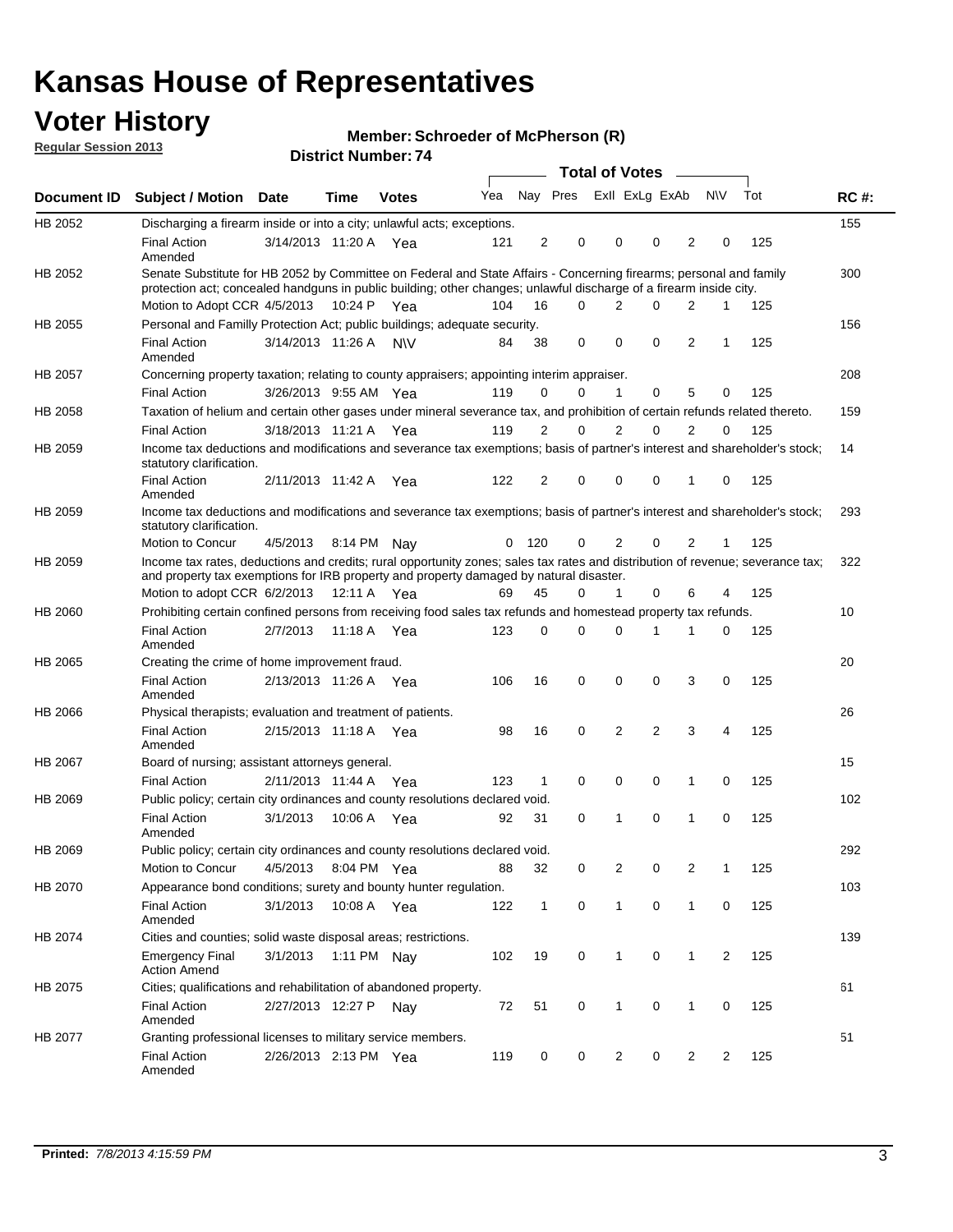# Kansas House of Representatives

## Voter History

**Regular Session 2013**

**Member: Schroeder of McPherson (R)**

**District Number: 74**

| Document ID | Subject / Motion | Date | Time | Votes | Yea | Nay | Pres | Exll | ExLg | ExAb | N\V | Tot | RC #: |
|---|---|---|---|---|---|---|---|---|---|---|---|---|---|
| HB 2052 | Discharging a firearm inside or into a city; unlawful acts; exceptions. | | | | | | | | | | | | 155 |
| | Final Action Amended | 3/14/2013 | 11:20 A | Yea | 121 | 2 | 0 | 0 | 0 | 2 | 0 | 125 | |
| HB 2052 | Senate Substitute for HB 2052 by Committee on Federal and State Affairs - Concerning firearms; personal and family protection act; concealed handguns in public building; other changes; unlawful discharge of a firearm inside city. | | | | | | | | | | | | 300 |
| | Motion to Adopt CCR | 4/5/2013 | 10:24 P | Yea | 104 | 16 | 0 | 2 | 0 | 2 | 1 | 125 | |
| HB 2055 | Personal and Familly Protection Act; public buildings; adequate security. | | | | | | | | | | | | 156 |
| | Final Action Amended | 3/14/2013 | 11:26 A | N\V | 84 | 38 | 0 | 0 | 0 | 2 | 1 | 125 | |
| HB 2057 | Concerning property taxation; relating to county appraisers; appointing interim appraiser. | | | | | | | | | | | | 208 |
| | Final Action | 3/26/2013 | 9:55 AM | Yea | 119 | 0 | 0 | 1 | 0 | 5 | 0 | 125 | |
| HB 2058 | Taxation of helium and certain other gases under mineral severance tax, and prohibition of certain refunds related thereto. | | | | | | | | | | | | 159 |
| | Final Action | 3/18/2013 | 11:21 A | Yea | 119 | 2 | 0 | 2 | 0 | 2 | 0 | 125 | |
| HB 2059 | Income tax deductions and modifications and severance tax exemptions; basis of partner's interest and shareholder's stock; statutory clarification. | | | | | | | | | | | | 14 |
| | Final Action Amended | 2/11/2013 | 11:42 A | Yea | 122 | 2 | 0 | 0 | 0 | 1 | 0 | 125 | |
| HB 2059 | Income tax deductions and modifications and severance tax exemptions; basis of partner's interest and shareholder's stock; statutory clarification. | | | | | | | | | | | | 293 |
| | Motion to Concur | 4/5/2013 | 8:14 PM | Nay | 0 | 120 | 0 | 2 | 0 | 2 | 1 | 125 | |
| HB 2059 | Income tax rates, deductions and credits; rural opportunity zones; sales tax rates and distribution of revenue; severance tax; and property tax exemptions for IRB property and property damaged by natural disaster. | | | | | | | | | | | | 322 |
| | Motion to adopt CCR | 6/2/2013 | 12:11 A | Yea | 69 | 45 | 0 | 1 | 0 | 6 | 4 | 125 | |
| HB 2060 | Prohibiting certain confined persons from receiving food sales tax refunds and homestead property tax refunds. | | | | | | | | | | | | 10 |
| | Final Action Amended | 2/7/2013 | 11:18 A | Yea | 123 | 0 | 0 | 0 | 1 | 1 | 0 | 125 | |
| HB 2065 | Creating the crime of home improvement fraud. | | | | | | | | | | | | 20 |
| | Final Action Amended | 2/13/2013 | 11:26 A | Yea | 106 | 16 | 0 | 0 | 0 | 3 | 0 | 125 | |
| HB 2066 | Physical therapists; evaluation and treatment of patients. | | | | | | | | | | | | 26 |
| | Final Action Amended | 2/15/2013 | 11:18 A | Yea | 98 | 16 | 0 | 2 | 2 | 3 | 4 | 125 | |
| HB 2067 | Board of nursing; assistant attorneys general. | | | | | | | | | | | | 15 |
| | Final Action | 2/11/2013 | 11:44 A | Yea | 123 | 1 | 0 | 0 | 0 | 1 | 0 | 125 | |
| HB 2069 | Public policy; certain city ordinances and county resolutions declared void. | | | | | | | | | | | | 102 |
| | Final Action Amended | 3/1/2013 | 10:06 A | Yea | 92 | 31 | 0 | 1 | 0 | 1 | 0 | 125 | |
| HB 2069 | Public policy; certain city ordinances and county resolutions declared void. | | | | | | | | | | | | 292 |
| | Motion to Concur | 4/5/2013 | 8:04 PM | Yea | 88 | 32 | 0 | 2 | 0 | 2 | 1 | 125 | |
| HB 2070 | Appearance bond conditions; surety and bounty hunter regulation. | | | | | | | | | | | | 103 |
| | Final Action Amended | 3/1/2013 | 10:08 A | Yea | 122 | 1 | 0 | 1 | 0 | 1 | 0 | 125 | |
| HB 2074 | Cities and counties; solid waste disposal areas; restrictions. | | | | | | | | | | | | 139 |
| | Emergency Final Action Amend | 3/1/2013 | 1:11 PM | Nay | 102 | 19 | 0 | 1 | 0 | 1 | 2 | 125 | |
| HB 2075 | Cities; qualifications and rehabilitation of abandoned property. | | | | | | | | | | | | 61 |
| | Final Action Amended | 2/27/2013 | 12:27 P | Nay | 72 | 51 | 0 | 1 | 0 | 1 | 0 | 125 | |
| HB 2077 | Granting professional licenses to military service members. | | | | | | | | | | | | 51 |
| | Final Action Amended | 2/26/2013 | 2:13 PM | Yea | 119 | 0 | 0 | 2 | 0 | 2 | 2 | 125 | |

**Printed:** *7/8/2013 4:15:59 PM*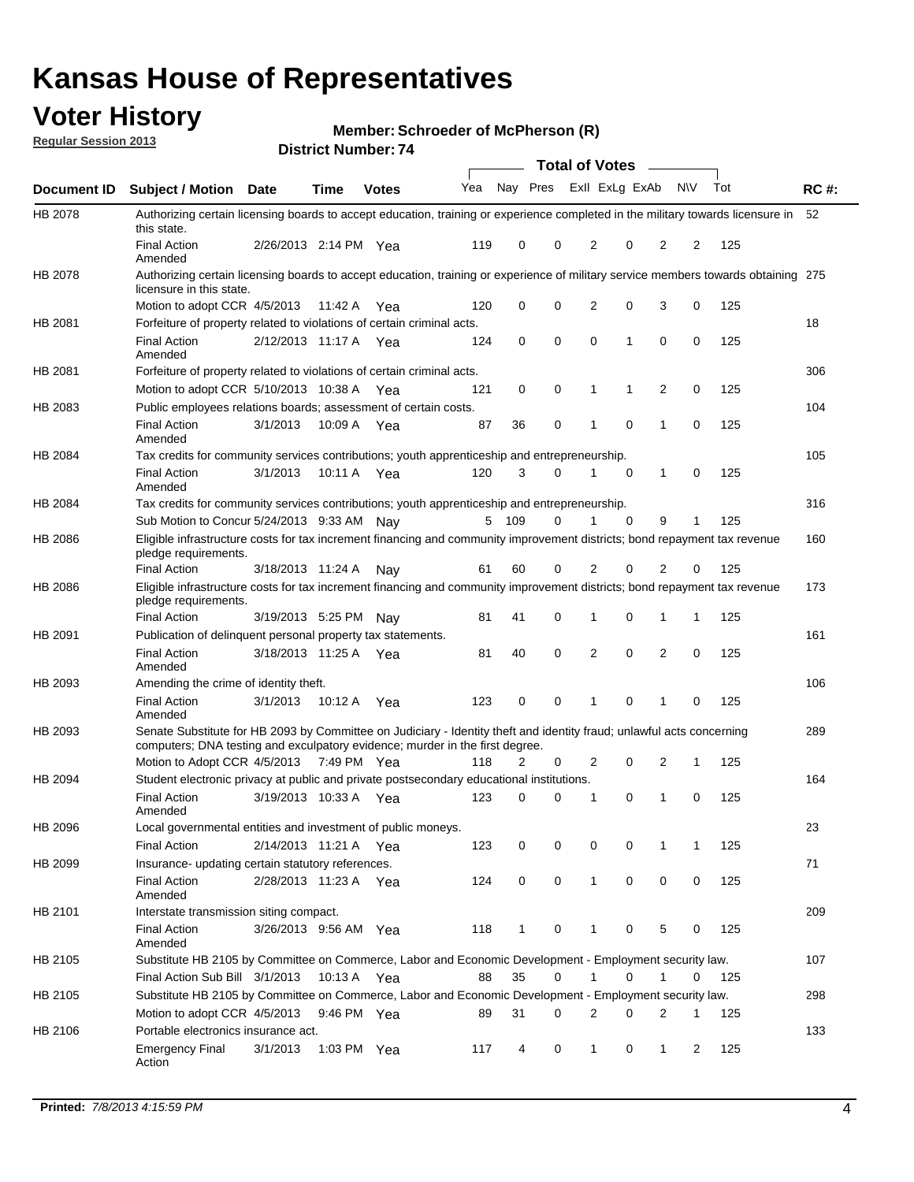# Kansas House of Representatives

## Voter History

**Regular Session 2013**

**Member: Schroeder of McPherson (R)**

**District Number: 74**

| Document ID | Subject / Motion | Date | Time | Votes | Yea | Nay | Pres | ExII | ExLg | ExAb | N\V | Tot | RC #: |
|---|---|---|---|---|---|---|---|---|---|---|---|---|---|
| HB 2078 | Authorizing certain licensing boards to accept education, training or experience completed in the military towards licensure in this state. | | | | | | | | | | | | 52 |
| | Final Action Amended | 2/26/2013 | 2:14 PM | Yea | 119 | 0 | 0 | 2 | 0 | 2 | 2 | 125 | |
| HB 2078 | Authorizing certain licensing boards to accept education, training or experience of military service members towards obtaining licensure in this state. | | | | | | | | | | | | 275 |
| | Motion to adopt CCR | 4/5/2013 | 11:42 A | Yea | 120 | 0 | 0 | 2 | 0 | 3 | 0 | 125 | |
| HB 2081 | Forfeiture of property related to violations of certain criminal acts. | | | | | | | | | | | | 18 |
| | Final Action Amended | 2/12/2013 | 11:17 A | Yea | 124 | 0 | 0 | 0 | 1 | 0 | 0 | 125 | |
| HB 2081 | Forfeiture of property related to violations of certain criminal acts. | | | | | | | | | | | | 306 |
| | Motion to adopt CCR | 5/10/2013 | 10:38 A | Yea | 121 | 0 | 0 | 1 | 1 | 2 | 0 | 125 | |
| HB 2083 | Public employees relations boards; assessment of certain costs. | | | | | | | | | | | | 104 |
| | Final Action Amended | 3/1/2013 | 10:09 A | Yea | 87 | 36 | 0 | 1 | 0 | 1 | 0 | 125 | |
| HB 2084 | Tax credits for community services contributions; youth apprenticeship and entrepreneurship. | | | | | | | | | | | | 105 |
| | Final Action Amended | 3/1/2013 | 10:11 A | Yea | 120 | 3 | 0 | 1 | 0 | 1 | 0 | 125 | |
| HB 2084 | Tax credits for community services contributions; youth apprenticeship and entrepreneurship. | | | | | | | | | | | | 316 |
| | Sub Motion to Concur | 5/24/2013 | 9:33 AM | Nay | 5 | 109 | 0 | 1 | 0 | 9 | 1 | 125 | |
| HB 2086 | Eligible infrastructure costs for tax increment financing and community improvement districts; bond repayment tax revenue pledge requirements. | | | | | | | | | | | | 160 |
| | Final Action | 3/18/2013 | 11:24 A | Nay | 61 | 60 | 0 | 2 | 0 | 2 | 0 | 125 | |
| HB 2086 | Eligible infrastructure costs for tax increment financing and community improvement districts; bond repayment tax revenue pledge requirements. | | | | | | | | | | | | 173 |
| | Final Action | 3/19/2013 | 5:25 PM | Nay | 81 | 41 | 0 | 1 | 0 | 1 | 1 | 125 | |
| HB 2091 | Publication of delinquent personal property tax statements. | | | | | | | | | | | | 161 |
| | Final Action Amended | 3/18/2013 | 11:25 A | Yea | 81 | 40 | 0 | 2 | 0 | 2 | 0 | 125 | |
| HB 2093 | Amending the crime of identity theft. | | | | | | | | | | | | 106 |
| | Final Action Amended | 3/1/2013 | 10:12 A | Yea | 123 | 0 | 0 | 1 | 0 | 1 | 0 | 125 | |
| HB 2093 | Senate Substitute for HB 2093 by Committee on Judiciary - Identity theft and identity fraud; unlawful acts concerning computers; DNA testing and exculpatory evidence; murder in the first degree. | | | | | | | | | | | | 289 |
| | Motion to Adopt CCR | 4/5/2013 | 7:49 PM | Yea | 118 | 2 | 0 | 2 | 0 | 2 | 1 | 125 | |
| HB 2094 | Student electronic privacy at public and private postsecondary educational institutions. | | | | | | | | | | | | 164 |
| | Final Action Amended | 3/19/2013 | 10:33 A | Yea | 123 | 0 | 0 | 1 | 0 | 1 | 0 | 125 | |
| HB 2096 | Local governmental entities and investment of public moneys. | | | | | | | | | | | | 23 |
| | Final Action | 2/14/2013 | 11:21 A | Yea | 123 | 0 | 0 | 0 | 0 | 1 | 1 | 125 | |
| HB 2099 | Insurance- updating certain statutory references. | | | | | | | | | | | | 71 |
| | Final Action Amended | 2/28/2013 | 11:23 A | Yea | 124 | 0 | 0 | 1 | 0 | 0 | 0 | 125 | |
| HB 2101 | Interstate transmission siting compact. | | | | | | | | | | | | 209 |
| | Final Action Amended | 3/26/2013 | 9:56 AM | Yea | 118 | 1 | 0 | 1 | 0 | 5 | 0 | 125 | |
| HB 2105 | Substitute HB 2105 by Committee on Commerce, Labor and Economic Development - Employment security law. | | | | | | | | | | | | 107 |
| | Final Action Sub Bill | 3/1/2013 | 10:13 A | Yea | 88 | 35 | 0 | 1 | 0 | 1 | 0 | 125 | |
| HB 2105 | Substitute HB 2105 by Committee on Commerce, Labor and Economic Development - Employment security law. | | | | | | | | | | | | 298 |
| | Motion to adopt CCR | 4/5/2013 | 9:46 PM | Yea | 89 | 31 | 0 | 2 | 0 | 2 | 1 | 125 | |
| HB 2106 | Portable electronics insurance act. | | | | | | | | | | | | 133 |
| | Emergency Final Action | 3/1/2013 | 1:03 PM | Yea | 117 | 4 | 0 | 1 | 0 | 1 | 2 | 125 | |

**Printed:** *7/8/2013 4:15:59 PM*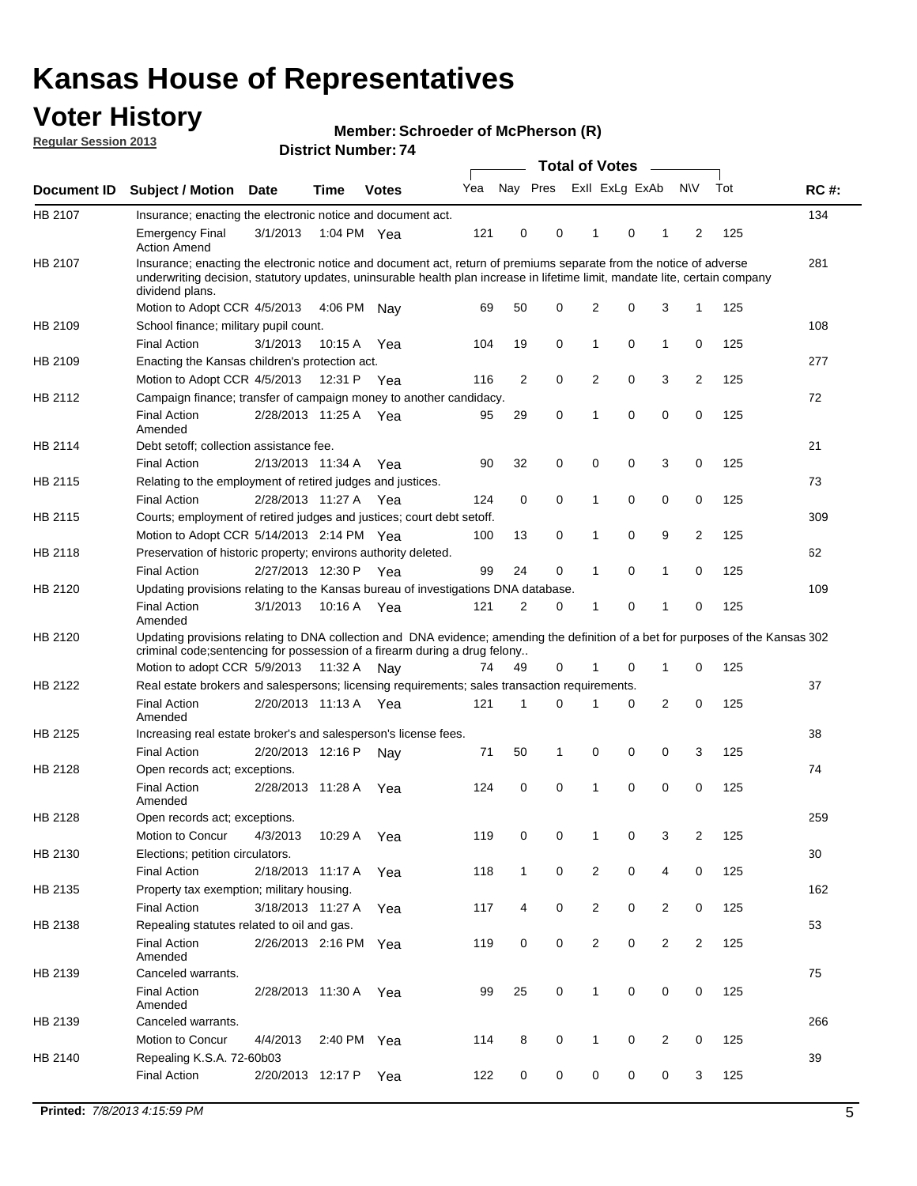# Kansas House of Representatives

## Voter History

**Regular Session 2013**

**Member: Schroeder of McPherson (R)**

**District Number: 74**

| Document ID | Subject / Motion | Date | Time | Votes | Yea | Nay | Pres | ExII | ExLg | ExAb | N\V | Tot | RC #: |
|---|---|---|---|---|---|---|---|---|---|---|---|---|---|
| HB 2107 | Insurance; enacting the electronic notice and document act. | | | | | | | | | | | | 134 |
| | Emergency Final Action Amend | 3/1/2013 | 1:04 PM | Yea | 121 | 0 | 0 | 1 | 0 | 1 | 2 | 125 | |
| HB 2107 | Insurance; enacting the electronic notice and document act, return of premiums separate from the notice of adverse underwriting decision, statutory updates, uninsurable health plan increase in lifetime limit, mandate lite, certain company dividend plans. | | | | | | | | | | | | 281 |
| | Motion to Adopt CCR | 4/5/2013 | 4:06 PM | Nay | 69 | 50 | 0 | 2 | 0 | 3 | 1 | 125 | |
| HB 2109 | School finance; military pupil count. | | | | | | | | | | | | 108 |
| | Final Action | 3/1/2013 | 10:15 A | Yea | 104 | 19 | 0 | 1 | 0 | 1 | 0 | 125 | |
| HB 2109 | Enacting the Kansas children's protection act. | | | | | | | | | | | | 277 |
| | Motion to Adopt CCR | 4/5/2013 | 12:31 P | Yea | 116 | 2 | 0 | 2 | 0 | 3 | 2 | 125 | |
| HB 2112 | Campaign finance; transfer of campaign money to another candidacy. | | | | | | | | | | | | 72 |
| | Final Action Amended | 2/28/2013 | 11:25 A | Yea | 95 | 29 | 0 | 1 | 0 | 0 | 0 | 125 | |
| HB 2114 | Debt setoff; collection assistance fee. | | | | | | | | | | | | 21 |
| | Final Action | 2/13/2013 | 11:34 A | Yea | 90 | 32 | 0 | 0 | 0 | 3 | 0 | 125 | |
| HB 2115 | Relating to the employment of retired judges and justices. | | | | | | | | | | | | 73 |
| | Final Action | 2/28/2013 | 11:27 A | Yea | 124 | 0 | 0 | 1 | 0 | 0 | 0 | 125 | |
| HB 2115 | Courts; employment of retired judges and justices; court debt setoff. | | | | | | | | | | | | 309 |
| | Motion to Adopt CCR | 5/14/2013 | 2:14 PM | Yea | 100 | 13 | 0 | 1 | 0 | 9 | 2 | 125 | |
| HB 2118 | Preservation of historic property; environs authority deleted. | | | | | | | | | | | | 62 |
| | Final Action | 2/27/2013 | 12:30 P | Yea | 99 | 24 | 0 | 1 | 0 | 1 | 0 | 125 | |
| HB 2120 | Updating provisions relating to the Kansas bureau of investigations DNA database. | | | | | | | | | | | | 109 |
| | Final Action Amended | 3/1/2013 | 10:16 A | Yea | 121 | 2 | 0 | 1 | 0 | 1 | 0 | 125 | |
| HB 2120 | Updating provisions relating to DNA collection and DNA evidence; amending the definition of a bet for purposes of the Kansas criminal code;sentencing for possession of a firearm during a drug felony.. | | | | | | | | | | | | 302 |
| | Motion to adopt CCR | 5/9/2013 | 11:32 A | Nay | 74 | 49 | 0 | 1 | 0 | 1 | 0 | 125 | |
| HB 2122 | Real estate brokers and salespersons; licensing requirements; sales transaction requirements. | | | | | | | | | | | | 37 |
| | Final Action Amended | 2/20/2013 | 11:13 A | Yea | 121 | 1 | 0 | 1 | 0 | 2 | 0 | 125 | |
| HB 2125 | Increasing real estate broker's and salesperson's license fees. | | | | | | | | | | | | 38 |
| | Final Action | 2/20/2013 | 12:16 P | Nay | 71 | 50 | 1 | 0 | 0 | 0 | 3 | 125 | |
| HB 2128 | Open records act; exceptions. | | | | | | | | | | | | 74 |
| | Final Action Amended | 2/28/2013 | 11:28 A | Yea | 124 | 0 | 0 | 1 | 0 | 0 | 0 | 125 | |
| HB 2128 | Open records act; exceptions. | | | | | | | | | | | | 259 |
| | Motion to Concur | 4/3/2013 | 10:29 A | Yea | 119 | 0 | 0 | 1 | 0 | 3 | 2 | 125 | |
| HB 2130 | Elections; petition circulators. | | | | | | | | | | | | 30 |
| | Final Action | 2/18/2013 | 11:17 A | Yea | 118 | 1 | 0 | 2 | 0 | 4 | 0 | 125 | |
| HB 2135 | Property tax exemption; military housing. | | | | | | | | | | | | 162 |
| | Final Action | 3/18/2013 | 11:27 A | Yea | 117 | 4 | 0 | 2 | 0 | 2 | 0 | 125 | |
| HB 2138 | Repealing statutes related to oil and gas. | | | | | | | | | | | | 53 |
| | Final Action Amended | 2/26/2013 | 2:16 PM | Yea | 119 | 0 | 0 | 2 | 0 | 2 | 2 | 125 | |
| HB 2139 | Canceled warrants. | | | | | | | | | | | | 75 |
| | Final Action Amended | 2/28/2013 | 11:30 A | Yea | 99 | 25 | 0 | 1 | 0 | 0 | 0 | 125 | |
| HB 2139 | Canceled warrants. | | | | | | | | | | | | 266 |
| | Motion to Concur | 4/4/2013 | 2:40 PM | Yea | 114 | 8 | 0 | 1 | 0 | 2 | 0 | 125 | |
| HB 2140 | Repealing K.S.A. 72-60b03 | | | | | | | | | | | | 39 |
| | Final Action | 2/20/2013 | 12:17 P | Yea | 122 | 0 | 0 | 0 | 0 | 0 | 3 | 125 | |

**Printed:** 7/8/2013 4:15:59 PM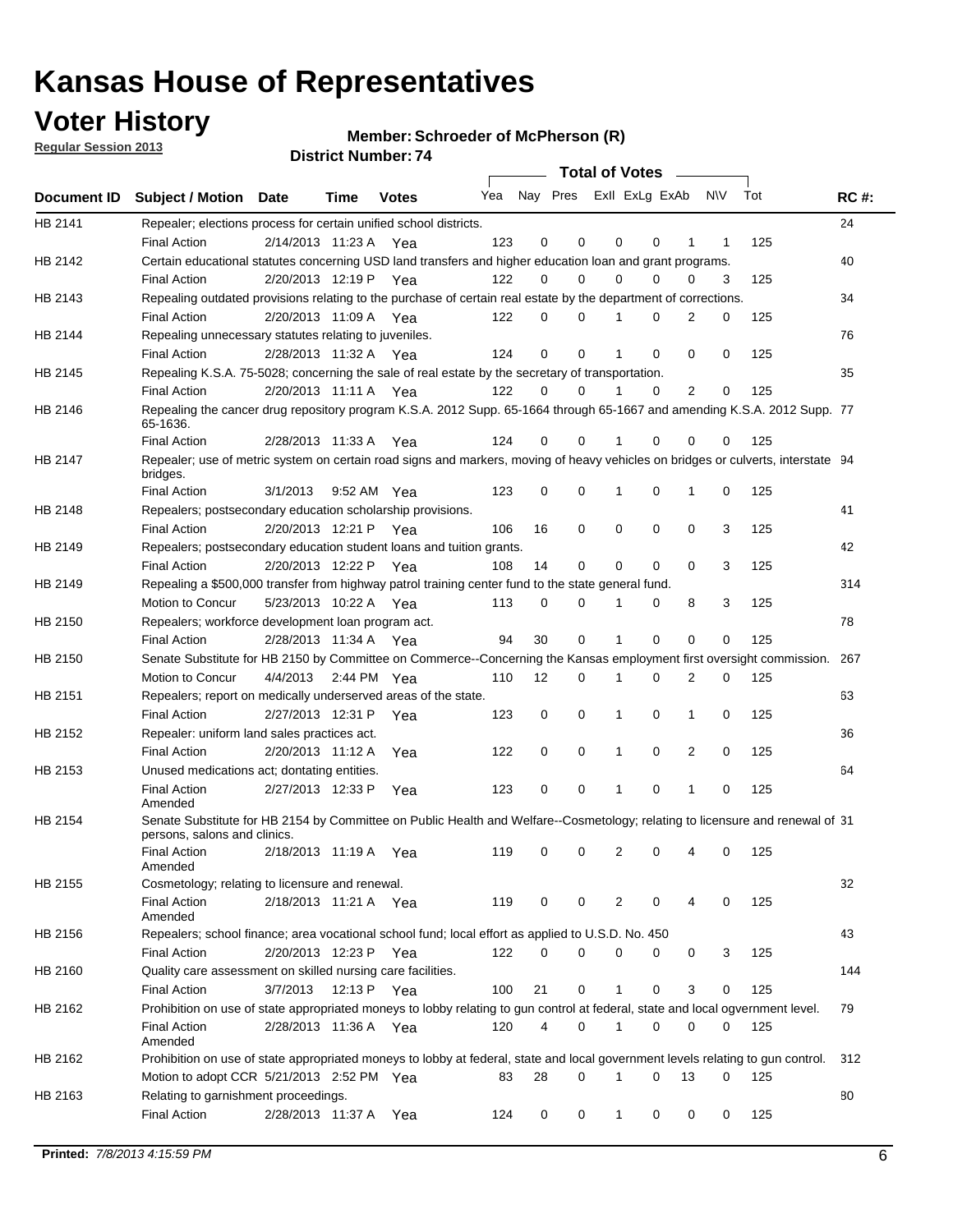# Kansas House of Representatives

## Voter History

**Regular Session 2013**

**Member: Schroeder of McPherson (R)**

**District Number: 74**

| Document ID | Subject / Motion | Date | Time | Votes | Yea | Nay | Pres | ExII | ExLg | ExAb | N\V | Tot | RC #: |
|---|---|---|---|---|---|---|---|---|---|---|---|---|---|
| HB 2141 | Repealer; elections process for certain unified school districts. | | | | | | | | | | | | 24 |
| | Final Action | 2/14/2013 | 11:23 A | Yea | 123 | 0 | 0 | 0 | 0 | 1 | 1 | 125 | |
| HB 2142 | Certain educational statutes concerning USD land transfers and higher education loan and grant programs. | | | | | | | | | | | | 40 |
| | Final Action | 2/20/2013 | 12:19 P | Yea | 122 | 0 | 0 | 0 | 0 | 0 | 3 | 125 | |
| HB 2143 | Repealing outdated provisions relating to the purchase of certain real estate by the department of corrections. | | | | | | | | | | | | 34 |
| | Final Action | 2/20/2013 | 11:09 A | Yea | 122 | 0 | 0 | 1 | 0 | 2 | 0 | 125 | |
| HB 2144 | Repealing unnecessary statutes relating to juveniles. | | | | | | | | | | | | 76 |
| | Final Action | 2/28/2013 | 11:32 A | Yea | 124 | 0 | 0 | 1 | 0 | 0 | 0 | 125 | |
| HB 2145 | Repealing K.S.A. 75-5028; concerning the sale of real estate by the secretary of transportation. | | | | | | | | | | | | 35 |
| | Final Action | 2/20/2013 | 11:11 A | Yea | 122 | 0 | 0 | 1 | 0 | 2 | 0 | 125 | |
| HB 2146 | Repealing the cancer drug repository program K.S.A. 2012 Supp. 65-1664 through 65-1667 and amending K.S.A. 2012 Supp. 65-1636. | | | | | | | | | | | | 77 |
| | Final Action | 2/28/2013 | 11:33 A | Yea | 124 | 0 | 0 | 1 | 0 | 0 | 0 | 125 | |
| HB 2147 | Repealer; use of metric system on certain road signs and markers, moving of heavy vehicles on bridges or culverts, interstate bridges. | | | | | | | | | | | | 94 |
| | Final Action | 3/1/2013 | 9:52 AM | Yea | 123 | 0 | 0 | 1 | 0 | 1 | 0 | 125 | |
| HB 2148 | Repealers; postsecondary education scholarship provisions. | | | | | | | | | | | | 41 |
| | Final Action | 2/20/2013 | 12:21 P | Yea | 106 | 16 | 0 | 0 | 0 | 0 | 3 | 125 | |
| HB 2149 | Repealers; postsecondary education student loans and tuition grants. | | | | | | | | | | | | 42 |
| | Final Action | 2/20/2013 | 12:22 P | Yea | 108 | 14 | 0 | 0 | 0 | 0 | 3 | 125 | |
| HB 2149 | Repealing a $500,000 transfer from highway patrol training center fund to the state general fund. | | | | | | | | | | | | 314 |
| | Motion to Concur | 5/23/2013 | 10:22 A | Yea | 113 | 0 | 0 | 1 | 0 | 8 | 3 | 125 | |
| HB 2150 | Repealers; workforce development loan program act. | | | | | | | | | | | | 78 |
| | Final Action | 2/28/2013 | 11:34 A | Yea | 94 | 30 | 0 | 1 | 0 | 0 | 0 | 125 | |
| HB 2150 | Senate Substitute for HB 2150 by Committee on Commerce--Concerning the Kansas employment first oversight commission. | | | | | | | | | | | | 267 |
| | Motion to Concur | 4/4/2013 | 2:44 PM | Yea | 110 | 12 | 0 | 1 | 0 | 2 | 0 | 125 | |
| HB 2151 | Repealers; report on medically underserved areas of the state. | | | | | | | | | | | | 63 |
| | Final Action | 2/27/2013 | 12:31 P | Yea | 123 | 0 | 0 | 1 | 0 | 1 | 0 | 125 | |
| HB 2152 | Repealer: uniform land sales practices act. | | | | | | | | | | | | 36 |
| | Final Action | 2/20/2013 | 11:12 A | Yea | 122 | 0 | 0 | 1 | 0 | 2 | 0 | 125 | |
| HB 2153 | Unused medications act; dontating entities. | | | | | | | | | | | | 64 |
| | Final Action Amended | 2/27/2013 | 12:33 P | Yea | 123 | 0 | 0 | 1 | 0 | 1 | 0 | 125 | |
| HB 2154 | Senate Substitute for HB 2154 by Committee on Public Health and Welfare--Cosmetology; relating to licensure and renewal of persons, salons and clinics. | | | | | | | | | | | | 31 |
| | Final Action Amended | 2/18/2013 | 11:19 A | Yea | 119 | 0 | 0 | 2 | 0 | 4 | 0 | 125 | |
| HB 2155 | Cosmetology; relating to licensure and renewal. | | | | | | | | | | | | 32 |
| | Final Action Amended | 2/18/2013 | 11:21 A | Yea | 119 | 0 | 0 | 2 | 0 | 4 | 0 | 125 | |
| HB 2156 | Repealers; school finance; area vocational school fund; local effort as applied to U.S.D. No. 450 | | | | | | | | | | | | 43 |
| | Final Action | 2/20/2013 | 12:23 P | Yea | 122 | 0 | 0 | 0 | 0 | 0 | 3 | 125 | |
| HB 2160 | Quality care assessment on skilled nursing care facilities. | | | | | | | | | | | | 144 |
| | Final Action | 3/7/2013 | 12:13 P | Yea | 100 | 21 | 0 | 1 | 0 | 3 | 0 | 125 | |
| HB 2162 | Prohibition on use of state appropriated moneys to lobby relating to gun control at federal, state and local ogvernment level. | | | | | | | | | | | | 79 |
| | Final Action Amended | 2/28/2013 | 11:36 A | Yea | 120 | 4 | 0 | 1 | 0 | 0 | 0 | 125 | |
| HB 2162 | Prohibition on use of state appropriated moneys to lobby at federal, state and local government levels relating to gun control. | | | | | | | | | | | | 312 |
| | Motion to adopt CCR | 5/21/2013 | 2:52 PM | Yea | 83 | 28 | 0 | 1 | 0 | 13 | 0 | 125 | |
| HB 2163 | Relating to garnishment proceedings. | | | | | | | | | | | | 80 |
| | Final Action | 2/28/2013 | 11:37 A | Yea | 124 | 0 | 0 | 1 | 0 | 0 | 0 | 125 | |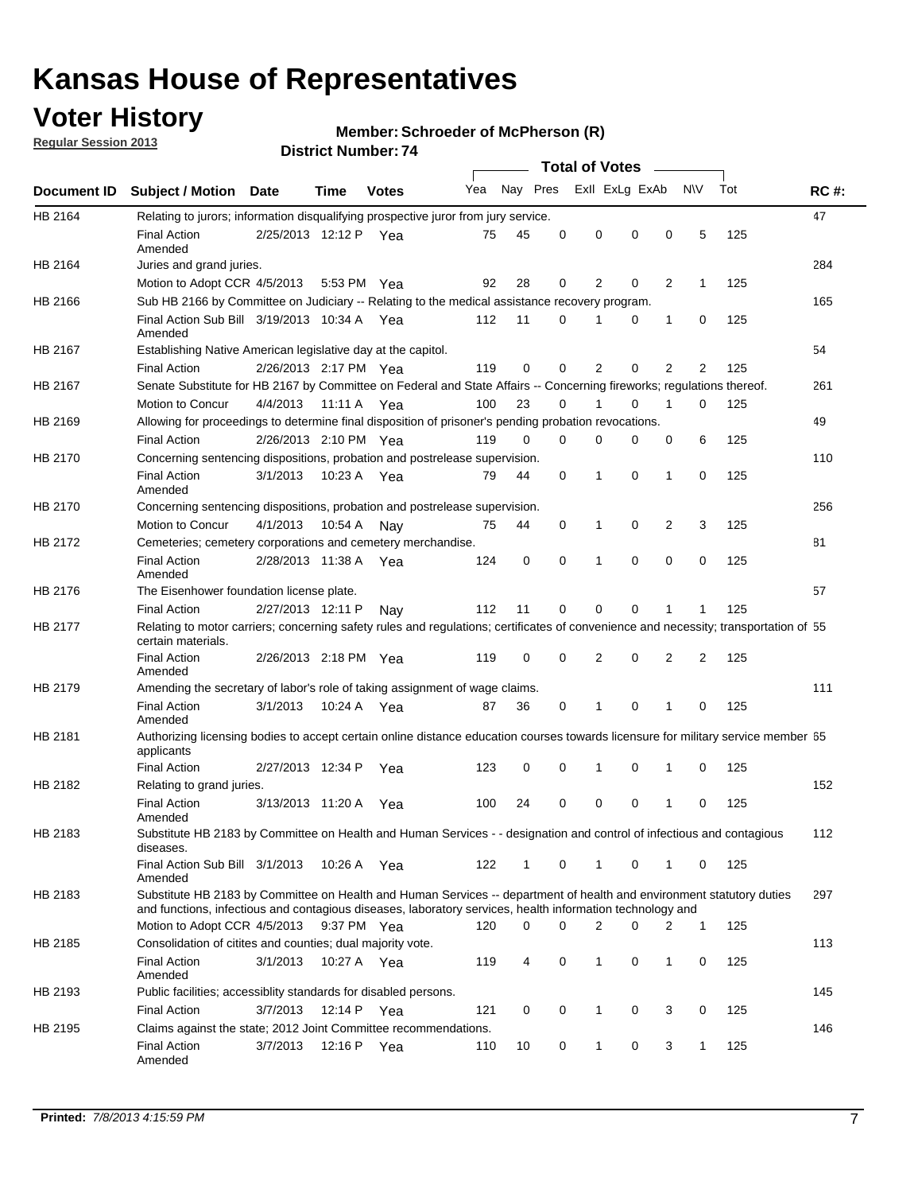# Kansas House of Representatives

## Voter History

**Regular Session 2013**

**Member: Schroeder of McPherson (R)**

**District Number: 74**

| Document ID | Subject / Motion | Date | Time | Votes | Yea | Nay | Pres | ExII | ExLg | ExAb | N\V | Tot | RC #: |
|---|---|---|---|---|---|---|---|---|---|---|---|---|---|
| HB 2164 | Relating to jurors; information disqualifying prospective juror from jury service. | | | | | | | | | | | | 47 |
| | Final Action Amended | 2/25/2013 | 12:12 P | Yea | 75 | 45 | 0 | 0 | 0 | 0 | 5 | 125 | |
| HB 2164 | Juries and grand juries. | | | | | | | | | | | | 284 |
| | Motion to Adopt CCR | 4/5/2013 | 5:53 PM | Yea | 92 | 28 | 0 | 2 | 0 | 2 | 1 | 125 | |
| HB 2166 | Sub HB 2166 by Committee on Judiciary -- Relating to the medical assistance recovery program. | | | | | | | | | | | | 165 |
| | Final Action Sub Bill Amended | 3/19/2013 | 10:34 A | Yea | 112 | 11 | 0 | 1 | 0 | 1 | 0 | 125 | |
| HB 2167 | Establishing Native American legislative day at the capitol. | | | | | | | | | | | | 54 |
| | Final Action | 2/26/2013 | 2:17 PM | Yea | 119 | 0 | 0 | 2 | 0 | 2 | 2 | 125 | |
| HB 2167 | Senate Substitute for HB 2167 by Committee on Federal and State Affairs -- Concerning fireworks; regulations thereof. | | | | | | | | | | | | 261 |
| | Motion to Concur | 4/4/2013 | 11:11 A | Yea | 100 | 23 | 0 | 1 | 0 | 1 | 0 | 125 | |
| HB 2169 | Allowing for proceedings to determine final disposition of prisoner's pending probation revocations. | | | | | | | | | | | | 49 |
| | Final Action | 2/26/2013 | 2:10 PM | Yea | 119 | 0 | 0 | 0 | 0 | 0 | 6 | 125 | |
| HB 2170 | Concerning sentencing dispositions, probation and postrelease supervision. | | | | | | | | | | | | 110 |
| | Final Action Amended | 3/1/2013 | 10:23 A | Yea | 79 | 44 | 0 | 1 | 0 | 1 | 0 | 125 | |
| HB 2170 | Concerning sentencing dispositions, probation and postrelease supervision. | | | | | | | | | | | | 256 |
| | Motion to Concur | 4/1/2013 | 10:54 A | Nay | 75 | 44 | 0 | 1 | 0 | 2 | 3 | 125 | |
| HB 2172 | Cemeteries; cemetery corporations and cemetery merchandise. | | | | | | | | | | | | 81 |
| | Final Action Amended | 2/28/2013 | 11:38 A | Yea | 124 | 0 | 0 | 1 | 0 | 0 | 0 | 125 | |
| HB 2176 | The Eisenhower foundation license plate. | | | | | | | | | | | | 57 |
| | Final Action | 2/27/2013 | 12:11 P | Nay | 112 | 11 | 0 | 0 | 0 | 1 | 1 | 125 | |
| HB 2177 | Relating to motor carriers; concerning safety rules and regulations; certificates of convenience and necessity; transportation of certain materials. | | | | | | | | | | | | 55 |
| | Final Action Amended | 2/26/2013 | 2:18 PM | Yea | 119 | 0 | 0 | 2 | 0 | 2 | 2 | 125 | |
| HB 2179 | Amending the secretary of labor's role of taking assignment of wage claims. | | | | | | | | | | | | 111 |
| | Final Action Amended | 3/1/2013 | 10:24 A | Yea | 87 | 36 | 0 | 1 | 0 | 1 | 0 | 125 | |
| HB 2181 | Authorizing licensing bodies to accept certain online distance education courses towards licensure for military service member applicants | | | | | | | | | | | | 65 |
| | Final Action | 2/27/2013 | 12:34 P | Yea | 123 | 0 | 0 | 1 | 0 | 1 | 0 | 125 | |
| HB 2182 | Relating to grand juries. | | | | | | | | | | | | 152 |
| | Final Action Amended | 3/13/2013 | 11:20 A | Yea | 100 | 24 | 0 | 0 | 0 | 1 | 0 | 125 | |
| HB 2183 | Substitute HB 2183 by Committee on Health and Human Services - - designation and control of infectious and contagious diseases. | | | | | | | | | | | | 112 |
| | Final Action Sub Bill Amended | 3/1/2013 | 10:26 A | Yea | 122 | 1 | 0 | 1 | 0 | 1 | 0 | 125 | |
| HB 2183 | Substitute HB 2183 by Committee on Health and Human Services -- department of health and environment statutory duties and functions, infectious and contagious diseases, laboratory services, health information technology and | | | | | | | | | | | | 297 |
| | Motion to Adopt CCR | 4/5/2013 | 9:37 PM | Yea | 120 | 0 | 0 | 2 | 0 | 2 | 1 | 125 | |
| HB 2185 | Consolidation of citites and counties; dual majority vote. | | | | | | | | | | | | 113 |
| | Final Action Amended | 3/1/2013 | 10:27 A | Yea | 119 | 4 | 0 | 1 | 0 | 1 | 0 | 125 | |
| HB 2193 | Public facilities; accessiblity standards for disabled persons. | | | | | | | | | | | | 145 |
| | Final Action | 3/7/2013 | 12:14 P | Yea | 121 | 0 | 0 | 1 | 0 | 3 | 0 | 125 | |
| HB 2195 | Claims against the state; 2012 Joint Committee recommendations. | | | | | | | | | | | | 146 |
| | Final Action Amended | 3/7/2013 | 12:16 P | Yea | 110 | 10 | 0 | 1 | 0 | 3 | 1 | 125 | |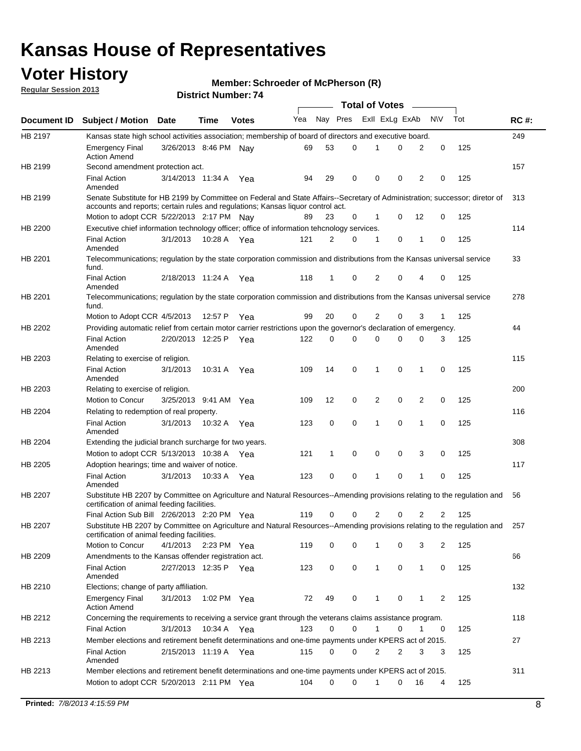# Kansas House of Representatives

## Voter History

**Regular Session 2013**

**Member: Schroeder of McPherson (R)**

**District Number: 74**

| Document ID | Subject / Motion | Date | Time | Votes | Yea | Nay | Pres | ExII | ExLg | ExAb | N\V | Tot | RC #: |
|---|---|---|---|---|---|---|---|---|---|---|---|---|---|
| HB 2197 | Kansas state high school activities association; membership of board of directors and executive board. | | | | | | | | | | | | 249 |
| | Emergency Final Action Amend | 3/26/2013 | 8:46 PM | Nay | 69 | 53 | 0 | 1 | 0 | 2 | 0 | 125 | |
| HB 2199 | Second amendment protection act. | | | | | | | | | | | | 157 |
| | Final Action Amended | 3/14/2013 | 11:34 A | Yea | 94 | 29 | 0 | 0 | 0 | 2 | 0 | 125 | |
| HB 2199 | Senate Substitute for HB 2199 by Committee on Federal and State Affairs--Secretary of Administration; successor; diretor of accounts and reports; certain rules and regulations; Kansas liquor control act. | | | | | | | | | | | | 313 |
| | Motion to adopt CCR | 5/22/2013 | 2:17 PM | Nay | 89 | 23 | 0 | 1 | 0 | 12 | 0 | 125 | |
| HB 2200 | Executive chief information technology officer; office of information tehcnology services. | | | | | | | | | | | | 114 |
| | Final Action Amended | 3/1/2013 | 10:28 A | Yea | 121 | 2 | 0 | 1 | 0 | 1 | 0 | 125 | |
| HB 2201 | Telecommunications; regulation by the state corporation commission and distributions from the Kansas universal service fund. | | | | | | | | | | | | 33 |
| | Final Action Amended | 2/18/2013 | 11:24 A | Yea | 118 | 1 | 0 | 2 | 0 | 4 | 0 | 125 | |
| HB 2201 | Telecommunications; regulation by the state corporation commission and distributions from the Kansas universal service fund. | | | | | | | | | | | | 278 |
| | Motion to Adopt CCR | 4/5/2013 | 12:57 P | Yea | 99 | 20 | 0 | 2 | 0 | 3 | 1 | 125 | |
| HB 2202 | Providing automatic relief from certain motor carrier restrictions upon the governor's declaration of emergency. | | | | | | | | | | | | 44 |
| | Final Action Amended | 2/20/2013 | 12:25 P | Yea | 122 | 0 | 0 | 0 | 0 | 0 | 3 | 125 | |
| HB 2203 | Relating to exercise of religion. | | | | | | | | | | | | 115 |
| | Final Action Amended | 3/1/2013 | 10:31 A | Yea | 109 | 14 | 0 | 1 | 0 | 1 | 0 | 125 | |
| HB 2203 | Relating to exercise of religion. | | | | | | | | | | | | 200 |
| | Motion to Concur | 3/25/2013 | 9:41 AM | Yea | 109 | 12 | 0 | 2 | 0 | 2 | 0 | 125 | |
| HB 2204 | Relating to redemption of real property. | | | | | | | | | | | | 116 |
| | Final Action Amended | 3/1/2013 | 10:32 A | Yea | 123 | 0 | 0 | 1 | 0 | 1 | 0 | 125 | |
| HB 2204 | Extending the judicial branch surcharge for two years. | | | | | | | | | | | | 308 |
| | Motion to adopt CCR | 5/13/2013 | 10:38 A | Yea | 121 | 1 | 0 | 0 | 0 | 3 | 0 | 125 | |
| HB 2205 | Adoption hearings; time and waiver of notice. | | | | | | | | | | | | 117 |
| | Final Action Amended | 3/1/2013 | 10:33 A | Yea | 123 | 0 | 0 | 1 | 0 | 1 | 0 | 125 | |
| HB 2207 | Substitute HB 2207 by Committee on Agriculture and Natural Resources--Amending provisions relating to the regulation and certification of animal feeding facilities. | | | | | | | | | | | | 56 |
| | Final Action Sub Bill | 2/26/2013 | 2:20 PM | Yea | 119 | 0 | 0 | 2 | 0 | 2 | 2 | 125 | |
| HB 2207 | Substitute HB 2207 by Committee on Agriculture and Natural Resources--Amending provisions relating to the regulation and certification of animal feeding facilities. | | | | | | | | | | | | 257 |
| | Motion to Concur | 4/1/2013 | 2:23 PM | Yea | 119 | 0 | 0 | 1 | 0 | 3 | 2 | 125 | |
| HB 2209 | Amendments to the Kansas offender registration act. | | | | | | | | | | | | 66 |
| | Final Action Amended | 2/27/2013 | 12:35 P | Yea | 123 | 0 | 0 | 1 | 0 | 1 | 0 | 125 | |
| HB 2210 | Elections; change of party affiliation. | | | | | | | | | | | | 132 |
| | Emergency Final Action Amend | 3/1/2013 | 1:02 PM | Yea | 72 | 49 | 0 | 1 | 0 | 1 | 2 | 125 | |
| HB 2212 | Concerning the requirements to receiving a service grant through the veterans claims assistance program. | | | | | | | | | | | | 118 |
| | Final Action | 3/1/2013 | 10:34 A | Yea | 123 | 0 | 0 | 1 | 0 | 1 | 0 | 125 | |
| HB 2213 | Member elections and retirement benefit determinations and one-time payments under KPERS act of 2015. | | | | | | | | | | | | 27 |
| | Final Action Amended | 2/15/2013 | 11:19 A | Yea | 115 | 0 | 0 | 2 | 2 | 3 | 3 | 125 | |
| HB 2213 | Member elections and retirement benefit determinations and one-time payments under KPERS act of 2015. | | | | | | | | | | | | 311 |
| | Motion to adopt CCR | 5/20/2013 | 2:11 PM | Yea | 104 | 0 | 0 | 1 | 0 | 16 | 4 | 125 | |

**Printed:** *7/8/2013 4:15:59 PM*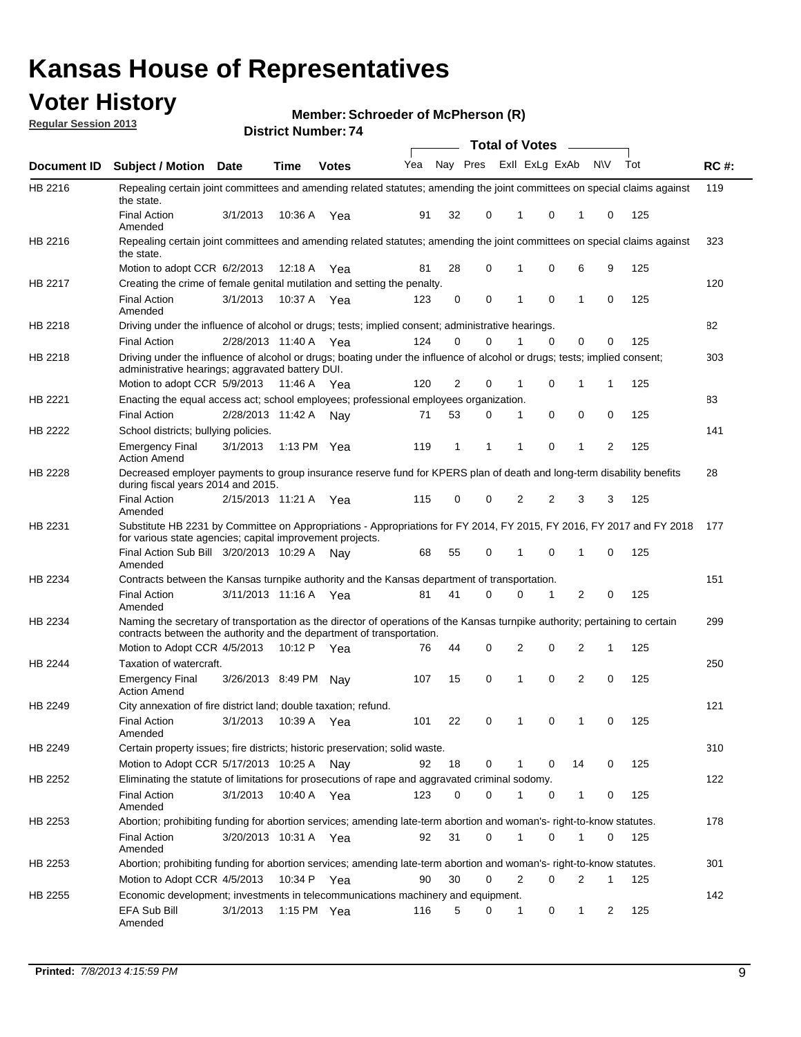# Kansas House of Representatives

## Voter History

**Regular Session 2013**

**Member: Schroeder of McPherson (R)**

**District Number: 74**

| Document ID | Subject / Motion | Date | Time | Votes | Yea | Nay | Pres | ExII | ExLg | ExAb | N\V | Tot | RC #: |
|---|---|---|---|---|---|---|---|---|---|---|---|---|---|
| HB 2216 | Repealing certain joint committees and amending related statutes; amending the joint committees on special claims against the state. | | | | | | | | | | | | 119 |
| | Final Action Amended | 3/1/2013 | 10:36 A | Yea | 91 | 32 | 0 | 1 | 0 | 1 | 0 | 125 | |
| HB 2216 | Repealing certain joint committees and amending related statutes; amending the joint committees on special claims against the state. | | | | | | | | | | | | 323 |
| | Motion to adopt CCR | 6/2/2013 | 12:18 A | Yea | 81 | 28 | 0 | 1 | 0 | 6 | 9 | 125 | |
| HB 2217 | Creating the crime of female genital mutilation and setting the penalty. | | | | | | | | | | | | 120 |
| | Final Action Amended | 3/1/2013 | 10:37 A | Yea | 123 | 0 | 0 | 1 | 0 | 1 | 0 | 125 | |
| HB 2218 | Driving under the influence of alcohol or drugs; tests; implied consent; administrative hearings. | | | | | | | | | | | | 82 |
| | Final Action | 2/28/2013 | 11:40 A | Yea | 124 | 0 | 0 | 1 | 0 | 0 | 0 | 125 | |
| HB 2218 | Driving under the influence of alcohol or drugs; boating under the influence of alcohol or drugs; tests; implied consent; administrative hearings; aggravated battery DUI. | | | | | | | | | | | | 303 |
| | Motion to adopt CCR | 5/9/2013 | 11:46 A | Yea | 120 | 2 | 0 | 1 | 0 | 1 | 1 | 125 | |
| HB 2221 | Enacting the equal access act; school employees; professional employees organization. | | | | | | | | | | | | 83 |
| | Final Action | 2/28/2013 | 11:42 A | Nay | 71 | 53 | 0 | 1 | 0 | 0 | 0 | 125 | |
| HB 2222 | School districts; bullying policies. | | | | | | | | | | | | 141 |
| | Emergency Final Action Amend | 3/1/2013 | 1:13 PM | Yea | 119 | 1 | 1 | 1 | 0 | 1 | 2 | 125 | |
| HB 2228 | Decreased employer payments to group insurance reserve fund for KPERS plan of death and long-term disability benefits during fiscal years 2014 and 2015. | | | | | | | | | | | | 28 |
| | Final Action Amended | 2/15/2013 | 11:21 A | Yea | 115 | 0 | 0 | 2 | 2 | 3 | 3 | 125 | |
| HB 2231 | Substitute HB 2231 by Committee on Appropriations - Appropriations for FY 2014, FY 2015, FY 2016, FY 2017 and FY 2018 for various state agencies; capital improvement projects. | | | | | | | | | | | | 177 |
| | Final Action Sub Bill Amended | 3/20/2013 | 10:29 A | Nay | 68 | 55 | 0 | 1 | 0 | 1 | 0 | 125 | |
| HB 2234 | Contracts between the Kansas turnpike authority and the Kansas department of transportation. | | | | | | | | | | | | 151 |
| | Final Action Amended | 3/11/2013 | 11:16 A | Yea | 81 | 41 | 0 | 0 | 1 | 2 | 0 | 125 | |
| HB 2234 | Naming the secretary of transportation as the director of operations of the Kansas turnpike authority; pertaining to certain contracts between the authority and the department of transportation. | | | | | | | | | | | | 299 |
| | Motion to Adopt CCR | 4/5/2013 | 10:12 P | Yea | 76 | 44 | 0 | 2 | 0 | 2 | 1 | 125 | |
| HB 2244 | Taxation of watercraft. | | | | | | | | | | | | 250 |
| | Emergency Final Action Amend | 3/26/2013 | 8:49 PM | Nay | 107 | 15 | 0 | 1 | 0 | 2 | 0 | 125 | |
| HB 2249 | City annexation of fire district land; double taxation; refund. | | | | | | | | | | | | 121 |
| | Final Action Amended | 3/1/2013 | 10:39 A | Yea | 101 | 22 | 0 | 1 | 0 | 1 | 0 | 125 | |
| HB 2249 | Certain property issues; fire districts; historic preservation; solid waste. | | | | | | | | | | | | 310 |
| | Motion to Adopt CCR | 5/17/2013 | 10:25 A | Nay | 92 | 18 | 0 | 1 | 0 | 14 | 0 | 125 | |
| HB 2252 | Eliminating the statute of limitations for prosecutions of rape and aggravated criminal sodomy. | | | | | | | | | | | | 122 |
| | Final Action Amended | 3/1/2013 | 10:40 A | Yea | 123 | 0 | 0 | 1 | 0 | 1 | 0 | 125 | |
| HB 2253 | Abortion; prohibiting funding for abortion services; amending late-term abortion and woman's- right-to-know statutes. | | | | | | | | | | | | 178 |
| | Final Action Amended | 3/20/2013 | 10:31 A | Yea | 92 | 31 | 0 | 1 | 0 | 1 | 0 | 125 | |
| HB 2253 | Abortion; prohibiting funding for abortion services; amending late-term abortion and woman's- right-to-know statutes. | | | | | | | | | | | | 301 |
| | Motion to Adopt CCR | 4/5/2013 | 10:34 P | Yea | 90 | 30 | 0 | 2 | 0 | 2 | 1 | 125 | |
| HB 2255 | Economic development; investments in telecommunications machinery and equipment. | | | | | | | | | | | | 142 |
| | EFA Sub Bill Amended | 3/1/2013 | 1:15 PM | Yea | 116 | 5 | 0 | 1 | 0 | 1 | 2 | 125 | |

**Printed:** 7/8/2013 4:15:59 PM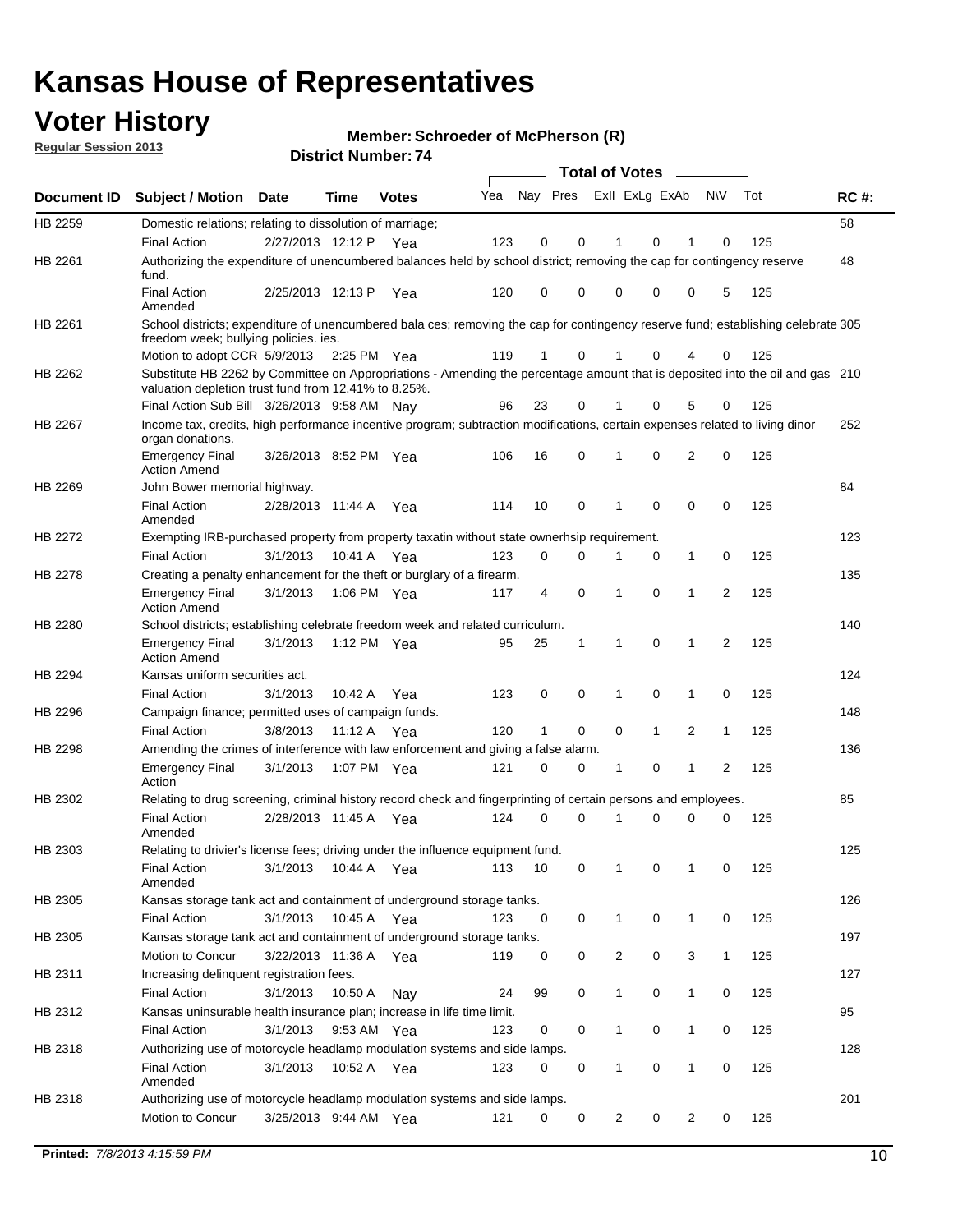# Kansas House of Representatives

## Voter History

**Regular Session 2013**

**Member: Schroeder of McPherson (R)**

**District Number: 74**

| Document ID | Subject / Motion | Date | Time | Votes | Yea | Nay | Pres | ExII | ExLg | ExAb | N\V | Tot | RC #: |
|---|---|---|---|---|---|---|---|---|---|---|---|---|---|
| HB 2259 | Domestic relations; relating to dissolution of marriage; | | | | | | | | | | | | 58 |
| | Final Action | 2/27/2013 | 12:12 P | Yea | 123 | 0 | 0 | 1 | 0 | 1 | 0 | 125 | |
| HB 2261 | Authorizing the expenditure of unencumbered balances held by school district; removing the cap for contingency reserve fund. | | | | | | | | | | | | 48 |
| | Final Action Amended | 2/25/2013 | 12:13 P | Yea | 120 | 0 | 0 | 0 | 0 | 0 | 5 | 125 | |
| HB 2261 | School districts; expenditure of unencumbered bala ces; removing the cap for contingency reserve fund; establishing celebrate freedom week; bullying policies. ies. | | | | | | | | | | | | 305 |
| | Motion to adopt CCR | 5/9/2013 | 2:25 PM | Yea | 119 | 1 | 0 | 1 | 0 | 4 | 0 | 125 | |
| HB 2262 | Substitute HB 2262 by Committee on Appropriations - Amending the percentage amount that is deposited into the oil and gas valuation depletion trust fund from 12.41% to 8.25%. | | | | | | | | | | | | 210 |
| | Final Action Sub Bill | 3/26/2013 | 9:58 AM | Nay | 96 | 23 | 0 | 1 | 0 | 5 | 0 | 125 | |
| HB 2267 | Income tax, credits, high performance incentive program; subtraction modifications, certain expenses related to living dinor organ donations. | | | | | | | | | | | | 252 |
| | Emergency Final Action Amend | 3/26/2013 | 8:52 PM | Yea | 106 | 16 | 0 | 1 | 0 | 2 | 0 | 125 | |
| HB 2269 | John Bower memorial highway. | | | | | | | | | | | | 84 |
| | Final Action Amended | 2/28/2013 | 11:44 A | Yea | 114 | 10 | 0 | 1 | 0 | 0 | 0 | 125 | |
| HB 2272 | Exempting IRB-purchased property from property taxatin without state ownerhsip requirement. | | | | | | | | | | | | 123 |
| | Final Action | 3/1/2013 | 10:41 A | Yea | 123 | 0 | 0 | 1 | 0 | 1 | 0 | 125 | |
| HB 2278 | Creating a penalty enhancement for the theft or burglary of a firearm. | | | | | | | | | | | | 135 |
| | Emergency Final Action Amend | 3/1/2013 | 1:06 PM | Yea | 117 | 4 | 0 | 1 | 0 | 1 | 2 | 125 | |
| HB 2280 | School districts; establishing celebrate freedom week and related curriculum. | | | | | | | | | | | | 140 |
| | Emergency Final Action Amend | 3/1/2013 | 1:12 PM | Yea | 95 | 25 | 1 | 1 | 0 | 1 | 2 | 125 | |
| HB 2294 | Kansas uniform securities act. | | | | | | | | | | | | 124 |
| | Final Action | 3/1/2013 | 10:42 A | Yea | 123 | 0 | 0 | 1 | 0 | 1 | 0 | 125 | |
| HB 2296 | Campaign finance; permitted uses of campaign funds. | | | | | | | | | | | | 148 |
| | Final Action | 3/8/2013 | 11:12 A | Yea | 120 | 1 | 0 | 0 | 1 | 2 | 1 | 125 | |
| HB 2298 | Amending the crimes of interference with law enforcement and giving a false alarm. | | | | | | | | | | | | 136 |
| | Emergency Final Action | 3/1/2013 | 1:07 PM | Yea | 121 | 0 | 0 | 1 | 0 | 1 | 2 | 125 | |
| HB 2302 | Relating to drug screening, criminal history record check and fingerprinting of certain persons and employees. | | | | | | | | | | | | 85 |
| | Final Action Amended | 2/28/2013 | 11:45 A | Yea | 124 | 0 | 0 | 1 | 0 | 0 | 0 | 125 | |
| HB 2303 | Relating to drivier's license fees; driving under the influence equipment fund. | | | | | | | | | | | | 125 |
| | Final Action Amended | 3/1/2013 | 10:44 A | Yea | 113 | 10 | 0 | 1 | 0 | 1 | 0 | 125 | |
| HB 2305 | Kansas storage tank act and containment of underground storage tanks. | | | | | | | | | | | | 126 |
| | Final Action | 3/1/2013 | 10:45 A | Yea | 123 | 0 | 0 | 1 | 0 | 1 | 0 | 125 | |
| HB 2305 | Kansas storage tank act and containment of underground storage tanks. | | | | | | | | | | | | 197 |
| | Motion to Concur | 3/22/2013 | 11:36 A | Yea | 119 | 0 | 0 | 2 | 0 | 3 | 1 | 125 | |
| HB 2311 | Increasing delinquent registration fees. | | | | | | | | | | | | 127 |
| | Final Action | 3/1/2013 | 10:50 A | Nay | 24 | 99 | 0 | 1 | 0 | 1 | 0 | 125 | |
| HB 2312 | Kansas uninsurable health insurance plan; increase in life time limit. | | | | | | | | | | | | 95 |
| | Final Action | 3/1/2013 | 9:53 AM | Yea | 123 | 0 | 0 | 1 | 0 | 1 | 0 | 125 | |
| HB 2318 | Authorizing use of motorcycle headlamp modulation systems and side lamps. | | | | | | | | | | | | 128 |
| | Final Action Amended | 3/1/2013 | 10:52 A | Yea | 123 | 0 | 0 | 1 | 0 | 1 | 0 | 125 | |
| HB 2318 | Authorizing use of motorcycle headlamp modulation systems and side lamps. | | | | | | | | | | | | 201 |
| | Motion to Concur | 3/25/2013 | 9:44 AM | Yea | 121 | 0 | 0 | 2 | 0 | 2 | 0 | 125 | |

**Printed:** *7/8/2013 4:15:59 PM*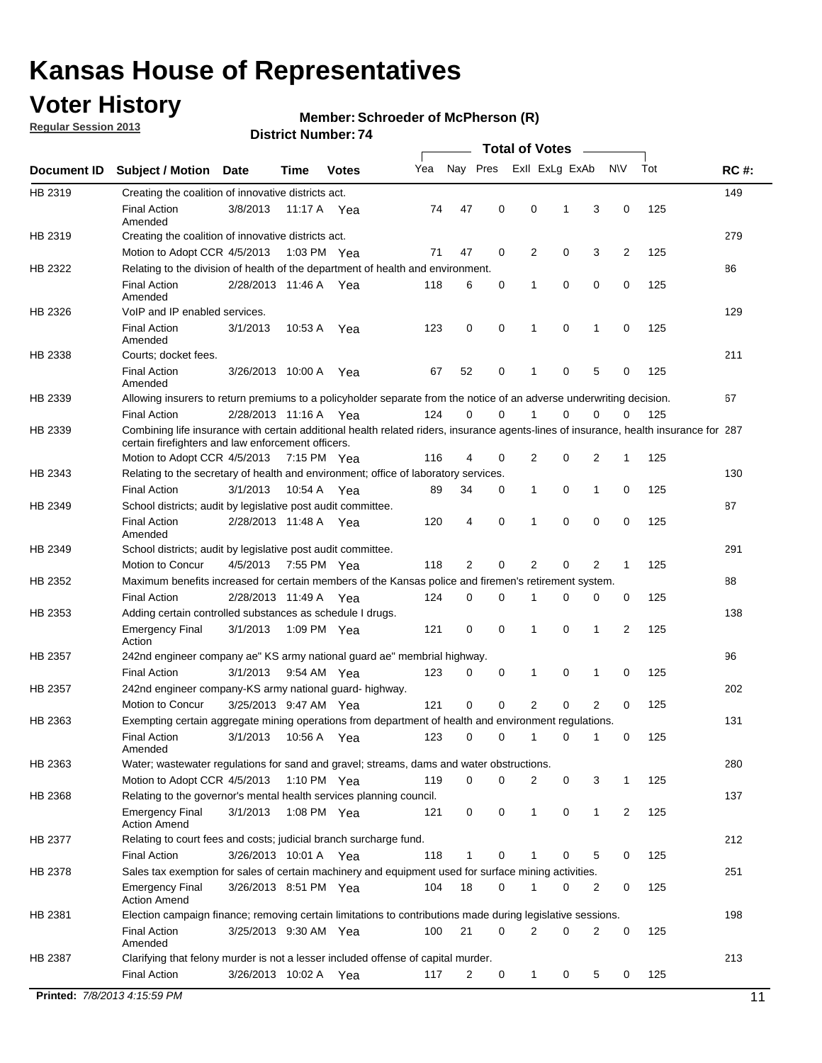# Kansas House of Representatives

## Voter History

**Regular Session 2013**

**Member: Schroeder of McPherson (R)**

**District Number: 74**

| Document ID | Subject / Motion | Date | Time | Votes | Yea | Nay | Pres | ExII | ExLg | ExAb | N\V | Tot | RC #: |
|---|---|---|---|---|---|---|---|---|---|---|---|---|---|
| HB 2319 | Creating the coalition of innovative districts act. | | | | | | | | | | | | 149 |
| | Final Action Amended | 3/8/2013 | 11:17 A | Yea | 74 | 47 | 0 | 0 | 1 | 3 | 0 | 125 | |
| HB 2319 | Creating the coalition of innovative districts act. | | | | | | | | | | | | 279 |
| | Motion to Adopt CCR | 4/5/2013 | 1:03 PM | Yea | 71 | 47 | 0 | 2 | 0 | 3 | 2 | 125 | |
| HB 2322 | Relating to the division of health of the department of health and environment. | | | | | | | | | | | | 86 |
| | Final Action Amended | 2/28/2013 | 11:46 A | Yea | 118 | 6 | 0 | 1 | 0 | 0 | 0 | 125 | |
| HB 2326 | VoIP and IP enabled services. | | | | | | | | | | | | 129 |
| | Final Action Amended | 3/1/2013 | 10:53 A | Yea | 123 | 0 | 0 | 1 | 0 | 1 | 0 | 125 | |
| HB 2338 | Courts; docket fees. | | | | | | | | | | | | 211 |
| | Final Action Amended | 3/26/2013 | 10:00 A | Yea | 67 | 52 | 0 | 1 | 0 | 5 | 0 | 125 | |
| HB 2339 | Allowing insurers to return premiums to a policyholder separate from the notice of an adverse underwriting decision. | | | | | | | | | | | | 67 |
| | Final Action | 2/28/2013 | 11:16 A | Yea | 124 | 0 | 0 | 1 | 0 | 0 | 0 | 125 | |
| HB 2339 | Combining life insurance with certain additional health related riders, insurance agents-lines of insurance, health insurance for certain firefighters and law enforcement officers. | | | | | | | | | | | | 287 |
| | Motion to Adopt CCR | 4/5/2013 | 7:15 PM | Yea | 116 | 4 | 0 | 2 | 0 | 2 | 1 | 125 | |
| HB 2343 | Relating to the secretary of health and environment; office of laboratory services. | | | | | | | | | | | | 130 |
| | Final Action | 3/1/2013 | 10:54 A | Yea | 89 | 34 | 0 | 1 | 0 | 1 | 0 | 125 | |
| HB 2349 | School districts; audit by legislative post audit committee. | | | | | | | | | | | | 87 |
| | Final Action Amended | 2/28/2013 | 11:48 A | Yea | 120 | 4 | 0 | 1 | 0 | 0 | 0 | 125 | |
| HB 2349 | School districts; audit by legislative post audit committee. | | | | | | | | | | | | 291 |
| | Motion to Concur | 4/5/2013 | 7:55 PM | Yea | 118 | 2 | 0 | 2 | 0 | 2 | 1 | 125 | |
| HB 2352 | Maximum benefits increased for certain members of the Kansas police and firemen's retirement system. | | | | | | | | | | | | 88 |
| | Final Action | 2/28/2013 | 11:49 A | Yea | 124 | 0 | 0 | 1 | 0 | 0 | 0 | 125 | |
| HB 2353 | Adding certain controlled substances as schedule I drugs. | | | | | | | | | | | | 138 |
| | Emergency Final Action | 3/1/2013 | 1:09 PM | Yea | 121 | 0 | 0 | 1 | 0 | 1 | 2 | 125 | |
| HB 2357 | 242nd engineer company ae" KS army national guard ae" membrial highway. | | | | | | | | | | | | 96 |
| | Final Action | 3/1/2013 | 9:54 AM | Yea | 123 | 0 | 0 | 1 | 0 | 1 | 0 | 125 | |
| HB 2357 | 242nd engineer company-KS army national guard- highway. | | | | | | | | | | | | 202 |
| | Motion to Concur | 3/25/2013 | 9:47 AM | Yea | 121 | 0 | 0 | 2 | 0 | 2 | 0 | 125 | |
| HB 2363 | Exempting certain aggregate mining operations from department of health and environment regulations. | | | | | | | | | | | | 131 |
| | Final Action Amended | 3/1/2013 | 10:56 A | Yea | 123 | 0 | 0 | 1 | 0 | 1 | 0 | 125 | |
| HB 2363 | Water; wastewater regulations for sand and gravel; streams, dams and water obstructions. | | | | | | | | | | | | 280 |
| | Motion to Adopt CCR | 4/5/2013 | 1:10 PM | Yea | 119 | 0 | 0 | 2 | 0 | 3 | 1 | 125 | |
| HB 2368 | Relating to the governor's mental health services planning council. | | | | | | | | | | | | 137 |
| | Emergency Final Action Amend | 3/1/2013 | 1:08 PM | Yea | 121 | 0 | 0 | 1 | 0 | 1 | 2 | 125 | |
| HB 2377 | Relating to court fees and costs; judicial branch surcharge fund. | | | | | | | | | | | | 212 |
| | Final Action | 3/26/2013 | 10:01 A | Yea | 118 | 1 | 0 | 1 | 0 | 5 | 0 | 125 | |
| HB 2378 | Sales tax exemption for sales of certain machinery and equipment used for surface mining activities. | | | | | | | | | | | | 251 |
| | Emergency Final Action Amend | 3/26/2013 | 8:51 PM | Yea | 104 | 18 | 0 | 1 | 0 | 2 | 0 | 125 | |
| HB 2381 | Election campaign finance; removing certain limitations to contributions made during legislative sessions. | | | | | | | | | | | | 198 |
| | Final Action Amended | 3/25/2013 | 9:30 AM | Yea | 100 | 21 | 0 | 2 | 0 | 2 | 0 | 125 | |
| HB 2387 | Clarifying that felony murder is not a lesser included offense of capital murder. | | | | | | | | | | | | 213 |
| | Final Action | 3/26/2013 | 10:02 A | Yea | 117 | 2 | 0 | 1 | 0 | 5 | 0 | 125 | |

**Printed:** *7/8/2013 4:15:59 PM*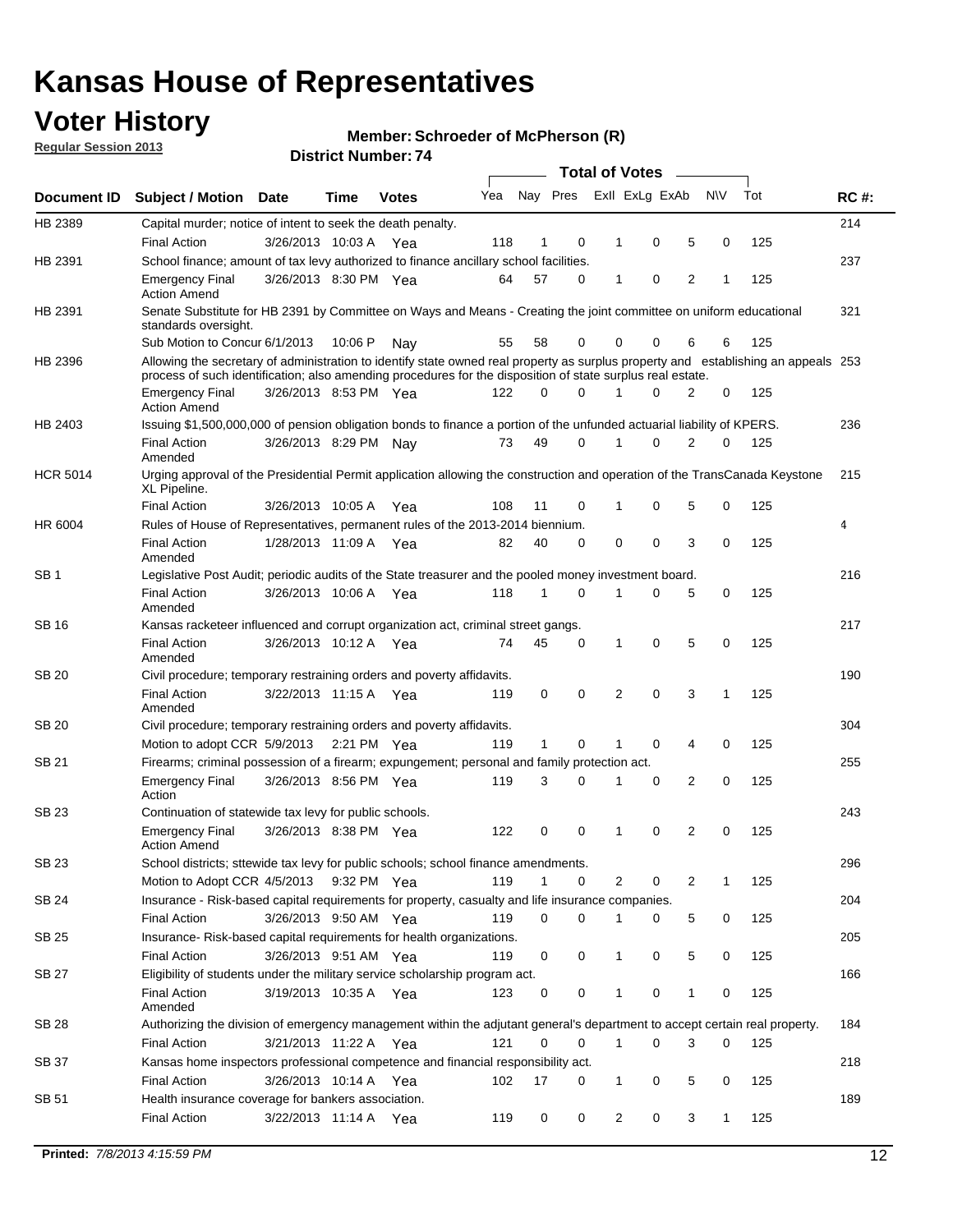# Kansas House of Representatives

## Voter History

**Regular Session 2013**

**Member: Schroeder of McPherson (R)**

**District Number: 74**

| Document ID | Subject / Motion | Date | Time | Votes | Yea | Nay | Pres | ExII | ExLg | ExAb | N\V | Tot | RC #: |
|---|---|---|---|---|---|---|---|---|---|---|---|---|---|
| HB 2389 | Capital murder; notice of intent to seek the death penalty. | | | | | | | | | | | | 214 |
| | Final Action | 3/26/2013 | 10:03 A | Yea | 118 | 1 | 0 | 1 | 0 | 5 | 0 | 125 | |
| HB 2391 | School finance; amount of tax levy authorized to finance ancillary school facilities. | | | | | | | | | | | | 237 |
| | Emergency Final Action Amend | 3/26/2013 | 8:30 PM | Yea | 64 | 57 | 0 | 1 | 0 | 2 | 1 | 125 | |
| HB 2391 | Senate Substitute for HB 2391 by Committee on Ways and Means - Creating the joint committee on uniform educational standards oversight. | | | | | | | | | | | | 321 |
| | Sub Motion to Concur | 6/1/2013 | 10:06 P | Nay | 55 | 58 | 0 | 0 | 0 | 6 | 6 | 125 | |
| HB 2396 | Allowing the secretary of administration to identify state owned real property as surplus property and establishing an appeals process of such identification; also amending procedures for the disposition of state surplus real estate. | | | | | | | | | | | | 253 |
| | Emergency Final Action Amend | 3/26/2013 | 8:53 PM | Yea | 122 | 0 | 0 | 1 | 0 | 2 | 0 | 125 | |
| HB 2403 | Issuing $1,500,000,000 of pension obligation bonds to finance a portion of the unfunded actuarial liability of KPERS. | | | | | | | | | | | | 236 |
| | Final Action Amended | 3/26/2013 | 8:29 PM | Nay | 73 | 49 | 0 | 1 | 0 | 2 | 0 | 125 | |
| HCR 5014 | Urging approval of the Presidential Permit application allowing the construction and operation of the TransCanada Keystone XL Pipeline. | | | | | | | | | | | | 215 |
| | Final Action | 3/26/2013 | 10:05 A | Yea | 108 | 11 | 0 | 1 | 0 | 5 | 0 | 125 | |
| HR 6004 | Rules of House of Representatives, permanent rules of the 2013-2014 biennium. | | | | | | | | | | | | 4 |
| | Final Action Amended | 1/28/2013 | 11:09 A | Yea | 82 | 40 | 0 | 0 | 0 | 3 | 0 | 125 | |
| SB 1 | Legislative Post Audit; periodic audits of the State treasurer and the pooled money investment board. | | | | | | | | | | | | 216 |
| | Final Action Amended | 3/26/2013 | 10:06 A | Yea | 118 | 1 | 0 | 1 | 0 | 5 | 0 | 125 | |
| SB 16 | Kansas racketeer influenced and corrupt organization act, criminal street gangs. | | | | | | | | | | | | 217 |
| | Final Action Amended | 3/26/2013 | 10:12 A | Yea | 74 | 45 | 0 | 1 | 0 | 5 | 0 | 125 | |
| SB 20 | Civil procedure; temporary restraining orders and poverty affidavits. | | | | | | | | | | | | 190 |
| | Final Action Amended | 3/22/2013 | 11:15 A | Yea | 119 | 0 | 0 | 2 | 0 | 3 | 1 | 125 | |
| SB 20 | Civil procedure; temporary restraining orders and poverty affidavits. | | | | | | | | | | | | 304 |
| | Motion to adopt CCR | 5/9/2013 | 2:21 PM | Yea | 119 | 1 | 0 | 1 | 0 | 4 | 0 | 125 | |
| SB 21 | Firearms; criminal possession of a firearm; expungement; personal and family protection act. | | | | | | | | | | | | 255 |
| | Emergency Final Action | 3/26/2013 | 8:56 PM | Yea | 119 | 3 | 0 | 1 | 0 | 2 | 0 | 125 | |
| SB 23 | Continuation of statewide tax levy for public schools. | | | | | | | | | | | | 243 |
| | Emergency Final Action Amend | 3/26/2013 | 8:38 PM | Yea | 122 | 0 | 0 | 1 | 0 | 2 | 0 | 125 | |
| SB 23 | School districts; sttewide tax levy for public schools; school finance amendments. | | | | | | | | | | | | 296 |
| | Motion to Adopt CCR | 4/5/2013 | 9:32 PM | Yea | 119 | 1 | 0 | 2 | 0 | 2 | 1 | 125 | |
| SB 24 | Insurance - Risk-based capital requirements for property, casualty and life insurance companies. | | | | | | | | | | | | 204 |
| | Final Action | 3/26/2013 | 9:50 AM | Yea | 119 | 0 | 0 | 1 | 0 | 5 | 0 | 125 | |
| SB 25 | Insurance- Risk-based capital requirements for health organizations. | | | | | | | | | | | | 205 |
| | Final Action | 3/26/2013 | 9:51 AM | Yea | 119 | 0 | 0 | 1 | 0 | 5 | 0 | 125 | |
| SB 27 | Eligibility of students under the military service scholarship program act. | | | | | | | | | | | | 166 |
| | Final Action Amended | 3/19/2013 | 10:35 A | Yea | 123 | 0 | 0 | 1 | 0 | 1 | 0 | 125 | |
| SB 28 | Authorizing the division of emergency management within the adjutant general's department to accept certain real property. | | | | | | | | | | | | 184 |
| | Final Action | 3/21/2013 | 11:22 A | Yea | 121 | 0 | 0 | 1 | 0 | 3 | 0 | 125 | |
| SB 37 | Kansas home inspectors professional competence and financial responsibility act. | | | | | | | | | | | | 218 |
| | Final Action | 3/26/2013 | 10:14 A | Yea | 102 | 17 | 0 | 1 | 0 | 5 | 0 | 125 | |
| SB 51 | Health insurance coverage for bankers association. | | | | | | | | | | | | 189 |
| | Final Action | 3/22/2013 | 11:14 A | Yea | 119 | 0 | 0 | 2 | 0 | 3 | 1 | 125 | |

**Printed:** *7/8/2013 4:15:59 PM*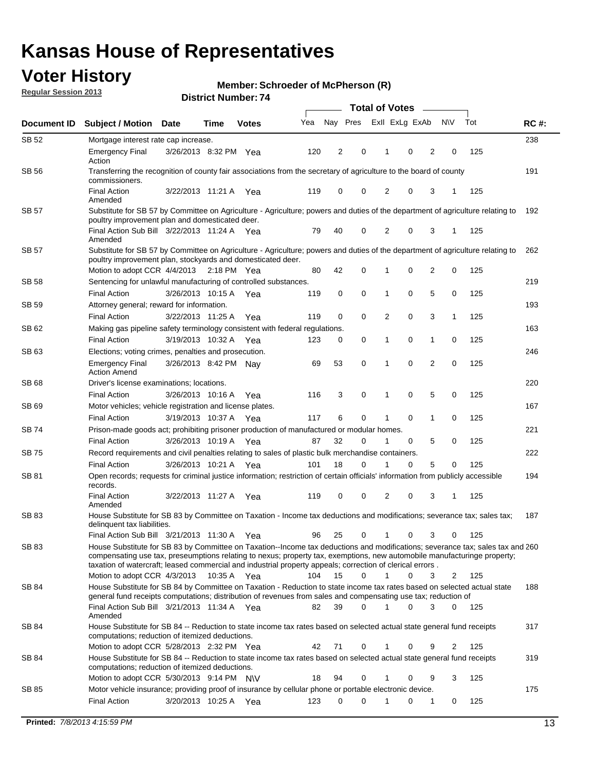# Kansas House of Representatives

## Voter History

**Regular Session 2013**

**Member: Schroeder of McPherson (R)**

**District Number: 74**

| Document ID | Subject / Motion | Date | Time | Votes | Yea | Nay | Pres | ExII | ExLg | ExAb | N\V | Tot | RC #: |
|---|---|---|---|---|---|---|---|---|---|---|---|---|---|
| SB 52 | Mortgage interest rate cap increase. | | | | | | | | | | | | 238 |
| | Emergency Final Action | 3/26/2013 | 8:32 PM | Yea | 120 | 2 | 0 | 1 | 0 | 2 | 0 | 125 | |
| SB 56 | Transferring the recognition of county fair associations from the secretary of agriculture to the board of county commissioners. | | | | | | | | | | | | 191 |
| | Final Action Amended | 3/22/2013 | 11:21 A | Yea | 119 | 0 | 0 | 2 | 0 | 3 | 1 | 125 | |
| SB 57 | Substitute for SB 57 by Committee on Agriculture - Agriculture; powers and duties of the department of agriculture relating to poultry improvement plan and domesticated deer. | | | | | | | | | | | | 192 |
| | Final Action Sub Bill Amended | 3/22/2013 | 11:24 A | Yea | 79 | 40 | 0 | 2 | 0 | 3 | 1 | 125 | |
| SB 57 | Substitute for SB 57 by Committee on Agriculture - Agriculture; powers and duties of the department of agriculture relating to poultry improvement plan, stockyards and domesticated deer. | | | | | | | | | | | | 262 |
| | Motion to adopt CCR | 4/4/2013 | 2:18 PM | Yea | 80 | 42 | 0 | 1 | 0 | 2 | 0 | 125 | |
| SB 58 | Sentencing for unlawful manufacturing of controlled substances. | | | | | | | | | | | | 219 |
| | Final Action | 3/26/2013 | 10:15 A | Yea | 119 | 0 | 0 | 1 | 0 | 5 | 0 | 125 | |
| SB 59 | Attorney general; reward for information. | | | | | | | | | | | | 193 |
| | Final Action | 3/22/2013 | 11:25 A | Yea | 119 | 0 | 0 | 2 | 0 | 3 | 1 | 125 | |
| SB 62 | Making gas pipeline safety terminology consistent with federal regulations. | | | | | | | | | | | | 163 |
| | Final Action | 3/19/2013 | 10:32 A | Yea | 123 | 0 | 0 | 1 | 0 | 1 | 0 | 125 | |
| SB 63 | Elections; voting crimes, penalties and prosecution. | | | | | | | | | | | | 246 |
| | Emergency Final Action Amend | 3/26/2013 | 8:42 PM | Nay | 69 | 53 | 0 | 1 | 0 | 2 | 0 | 125 | |
| SB 68 | Driver's license examinations; locations. | | | | | | | | | | | | 220 |
| | Final Action | 3/26/2013 | 10:16 A | Yea | 116 | 3 | 0 | 1 | 0 | 5 | 0 | 125 | |
| SB 69 | Motor vehicles; vehicle registration and license plates. | | | | | | | | | | | | 167 |
| | Final Action | 3/19/2013 | 10:37 A | Yea | 117 | 6 | 0 | 1 | 0 | 1 | 0 | 125 | |
| SB 74 | Prison-made goods act; prohibiting prisoner production of manufactured or modular homes. | | | | | | | | | | | | 221 |
| | Final Action | 3/26/2013 | 10:19 A | Yea | 87 | 32 | 0 | 1 | 0 | 5 | 0 | 125 | |
| SB 75 | Record requirements and civil penalties relating to sales of plastic bulk merchandise containers. | | | | | | | | | | | | 222 |
| | Final Action | 3/26/2013 | 10:21 A | Yea | 101 | 18 | 0 | 1 | 0 | 5 | 0 | 125 | |
| SB 81 | Open records; requests for criminal justice information; restriction of certain officials' information from publicly accessible records. | | | | | | | | | | | | 194 |
| | Final Action Amended | 3/22/2013 | 11:27 A | Yea | 119 | 0 | 0 | 2 | 0 | 3 | 1 | 125 | |
| SB 83 | House Substitute for SB 83 by Committee on Taxation - Income tax deductions and modifications; severance tax; sales tax; delinquent tax liabilities. | | | | | | | | | | | | 187 |
| | Final Action Sub Bill | 3/21/2013 | 11:30 A | Yea | 96 | 25 | 0 | 1 | 0 | 3 | 0 | 125 | |
| SB 83 | House Substitute for SB 83 by Committee on Taxation--Income tax deductions and modifications; severance tax; sales tax and compensating use tax, preseumptions relating to nexus; property tax, exemptions, new automobile manufacturinge property; taxation of watercraft; leased commercial and industrial property appeals; correction of clerical errors . | | | | | | | | | | | | 260 |
| | Motion to adopt CCR | 4/3/2013 | 10:35 A | Yea | 104 | 15 | 0 | 1 | 0 | 3 | 2 | 125 | |
| SB 84 | House Substitute for SB 84 by Committee on Taxation - Reduction to state income tax rates based on selected actual state general fund receipts computations; distribution of revenues from sales and compensating use tax; reduction of | | | | | | | | | | | | 188 |
| | Final Action Sub Bill Amended | 3/21/2013 | 11:34 A | Yea | 82 | 39 | 0 | 1 | 0 | 3 | 0 | 125 | |
| SB 84 | House Substitute for SB 84 -- Reduction to state income tax rates based on selected actual state general fund receipts computations; reduction of itemized deductions. | | | | | | | | | | | | 317 |
| | Motion to adopt CCR | 5/28/2013 | 2:32 PM | Yea | 42 | 71 | 0 | 1 | 0 | 9 | 2 | 125 | |
| SB 84 | House Substitute for SB 84 -- Reduction to state income tax rates based on selected actual state general fund receipts computations; reduction of itemized deductions. | | | | | | | | | | | | 319 |
| | Motion to adopt CCR | 5/30/2013 | 9:14 PM | N\V | 18 | 94 | 0 | 1 | 0 | 9 | 3 | 125 | |
| SB 85 | Motor vehicle insurance; providing proof of insurance by cellular phone or portable electronic device. | | | | | | | | | | | | 175 |
| | Final Action | 3/20/2013 | 10:25 A | Yea | 123 | 0 | 0 | 1 | 0 | 1 | 0 | 125 | |

**Printed:** *7/8/2013 4:15:59 PM*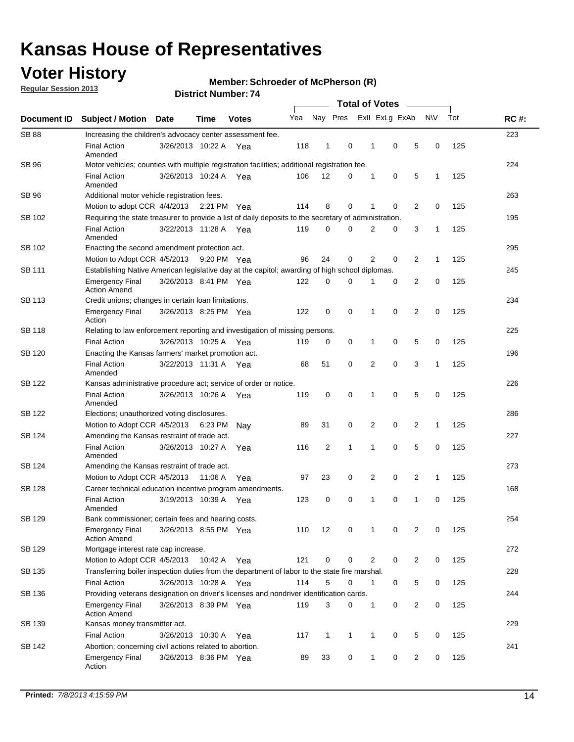# Kansas House of Representatives

## Voter History

**Regular Session 2013**

**Member: Schroeder of McPherson (R)**

**District Number: 74**

| Document ID | Subject / Motion | Date | Time | Votes | Yea | Nay | Pres | ExII | ExLg | ExAb | N\V | Tot | RC #: |
|---|---|---|---|---|---|---|---|---|---|---|---|---|---|
| SB 88 | Increasing the children's advocacy center assessment fee. | | | | | | | | | | | | 223 |
| | Final Action Amended | 3/26/2013 | 10:22 A | Yea | 118 | 1 | 0 | 1 | 0 | 5 | 0 | 125 | |
| SB 96 | Motor vehicles; counties with multiple registration facilities; additional registration fee. | | | | | | | | | | | | 224 |
| | Final Action Amended | 3/26/2013 | 10:24 A | Yea | 106 | 12 | 0 | 1 | 0 | 5 | 1 | 125 | |
| SB 96 | Additional motor vehicle registration fees. | | | | | | | | | | | | 263 |
| | Motion to adopt CCR | 4/4/2013 | 2:21 PM | Yea | 114 | 8 | 0 | 1 | 0 | 2 | 0 | 125 | |
| SB 102 | Requiring the state treasurer to provide a list of daily deposits to the secretary of administration. | | | | | | | | | | | | 195 |
| | Final Action Amended | 3/22/2013 | 11:28 A | Yea | 119 | 0 | 0 | 2 | 0 | 3 | 1 | 125 | |
| SB 102 | Enacting the second amendment protection act. | | | | | | | | | | | | 295 |
| | Motion to Adopt CCR | 4/5/2013 | 9:20 PM | Yea | 96 | 24 | 0 | 2 | 0 | 2 | 1 | 125 | |
| SB 111 | Establishing Native American legislative day at the capitol; awarding of high school diplomas. | | | | | | | | | | | | 245 |
| | Emergency Final Action Amend | 3/26/2013 | 8:41 PM | Yea | 122 | 0 | 0 | 1 | 0 | 2 | 0 | 125 | |
| SB 113 | Credit unions; changes in certain loan limitations. | | | | | | | | | | | | 234 |
| | Emergency Final Action | 3/26/2013 | 8:25 PM | Yea | 122 | 0 | 0 | 1 | 0 | 2 | 0 | 125 | |
| SB 118 | Relating to law enforcement reporting and investigation of missing persons. | | | | | | | | | | | | 225 |
| | Final Action | 3/26/2013 | 10:25 A | Yea | 119 | 0 | 0 | 1 | 0 | 5 | 0 | 125 | |
| SB 120 | Enacting the Kansas farmers' market promotion act. | | | | | | | | | | | | 196 |
| | Final Action Amended | 3/22/2013 | 11:31 A | Yea | 68 | 51 | 0 | 2 | 0 | 3 | 1 | 125 | |
| SB 122 | Kansas administrative procedure act; service of order or notice. | | | | | | | | | | | | 226 |
| | Final Action Amended | 3/26/2013 | 10:26 A | Yea | 119 | 0 | 0 | 1 | 0 | 5 | 0 | 125 | |
| SB 122 | Elections; unauthorized voting disclosures. | | | | | | | | | | | | 286 |
| | Motion to Adopt CCR | 4/5/2013 | 6:23 PM | Nay | 89 | 31 | 0 | 2 | 0 | 2 | 1 | 125 | |
| SB 124 | Amending the Kansas restraint of trade act. | | | | | | | | | | | | 227 |
| | Final Action Amended | 3/26/2013 | 10:27 A | Yea | 116 | 2 | 1 | 1 | 0 | 5 | 0 | 125 | |
| SB 124 | Amending the Kansas restraint of trade act. | | | | | | | | | | | | 273 |
| | Motion to Adopt CCR | 4/5/2013 | 11:06 A | Yea | 97 | 23 | 0 | 2 | 0 | 2 | 1 | 125 | |
| SB 128 | Career technical education incentive program amendments. | | | | | | | | | | | | 168 |
| | Final Action Amended | 3/19/2013 | 10:39 A | Yea | 123 | 0 | 0 | 1 | 0 | 1 | 0 | 125 | |
| SB 129 | Bank commissioner; certain fees and hearing costs. | | | | | | | | | | | | 254 |
| | Emergency Final Action Amend | 3/26/2013 | 8:55 PM | Yea | 110 | 12 | 0 | 1 | 0 | 2 | 0 | 125 | |
| SB 129 | Mortgage interest rate cap increase. | | | | | | | | | | | | 272 |
| | Motion to Adopt CCR | 4/5/2013 | 10:42 A | Yea | 121 | 0 | 0 | 2 | 0 | 2 | 0 | 125 | |
| SB 135 | Transferring boiler inspection duties from the department of labor to the state fire marshal. | | | | | | | | | | | | 228 |
| | Final Action | 3/26/2013 | 10:28 A | Yea | 114 | 5 | 0 | 1 | 0 | 5 | 0 | 125 | |
| SB 136 | Providing veterans designation on driver's licenses and nondriver identification cards. | | | | | | | | | | | | 244 |
| | Emergency Final Action Amend | 3/26/2013 | 8:39 PM | Yea | 119 | 3 | 0 | 1 | 0 | 2 | 0 | 125 | |
| SB 139 | Kansas money transmitter act. | | | | | | | | | | | | 229 |
| | Final Action | 3/26/2013 | 10:30 A | Yea | 117 | 1 | 1 | 1 | 0 | 5 | 0 | 125 | |
| SB 142 | Abortion; concerning civil actions related to abortion. | | | | | | | | | | | | 241 |
| | Emergency Final Action | 3/26/2013 | 8:36 PM | Yea | 89 | 33 | 0 | 1 | 0 | 2 | 0 | 125 | |

**Printed:** *7/8/2013 4:15:59 PM*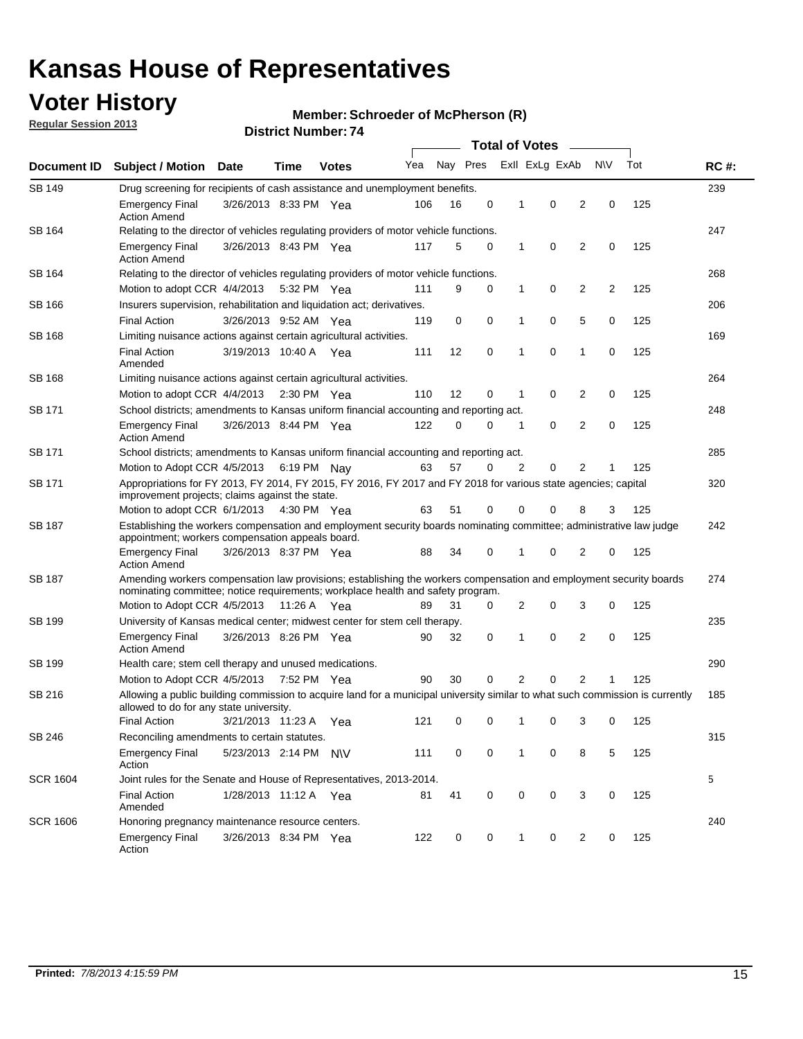# Kansas House of Representatives

## Voter History

**Regular Session 2013**

**Member: Schroeder of McPherson (R)**

**District Number: 74**

| Document ID | Subject / Motion | Date | Time | Votes | Yea | Nay | Pres | ExII | ExLg | ExAb | N\V | Tot | RC #: |
|---|---|---|---|---|---|---|---|---|---|---|---|---|---|
| SB 149 | Drug screening for recipients of cash assistance and unemployment benefits. | | | | | | | | | | | | 239 |
| | Emergency Final Action Amend | 3/26/2013 | 8:33 PM | Yea | 106 | 16 | 0 | 1 | 0 | 2 | 0 | 125 | |
| SB 164 | Relating to the director of vehicles regulating providers of motor vehicle functions. | | | | | | | | | | | | 247 |
| | Emergency Final Action Amend | 3/26/2013 | 8:43 PM | Yea | 117 | 5 | 0 | 1 | 0 | 2 | 0 | 125 | |
| SB 164 | Relating to the director of vehicles regulating providers of motor vehicle functions. | | | | | | | | | | | | 268 |
| | Motion to adopt CCR | 4/4/2013 | 5:32 PM | Yea | 111 | 9 | 0 | 1 | 0 | 2 | 2 | 125 | |
| SB 166 | Insurers supervision, rehabilitation and liquidation act; derivatives. | | | | | | | | | | | | 206 |
| | Final Action | 3/26/2013 | 9:52 AM | Yea | 119 | 0 | 0 | 1 | 0 | 5 | 0 | 125 | |
| SB 168 | Limiting nuisance actions against certain agricultural activities. | | | | | | | | | | | | 169 |
| | Final Action Amended | 3/19/2013 | 10:40 A | Yea | 111 | 12 | 0 | 1 | 0 | 1 | 0 | 125 | |
| SB 168 | Limiting nuisance actions against certain agricultural activities. | | | | | | | | | | | | 264 |
| | Motion to adopt CCR | 4/4/2013 | 2:30 PM | Yea | 110 | 12 | 0 | 1 | 0 | 2 | 0 | 125 | |
| SB 171 | School districts; amendments to Kansas uniform financial accounting and reporting act. | | | | | | | | | | | | 248 |
| | Emergency Final Action Amend | 3/26/2013 | 8:44 PM | Yea | 122 | 0 | 0 | 1 | 0 | 2 | 0 | 125 | |
| SB 171 | School districts; amendments to Kansas uniform financial accounting and reporting act. | | | | | | | | | | | | 285 |
| | Motion to Adopt CCR | 4/5/2013 | 6:19 PM | Nay | 63 | 57 | 0 | 2 | 0 | 2 | 1 | 125 | |
| SB 171 | Appropriations for FY 2013, FY 2014, FY 2015, FY 2016, FY 2017 and FY 2018 for various state agencies; capital improvement projects; claims against the state. | | | | | | | | | | | | 320 |
| | Motion to adopt CCR | 6/1/2013 | 4:30 PM | Yea | 63 | 51 | 0 | 0 | 0 | 8 | 3 | 125 | |
| SB 187 | Establishing the workers compensation and employment security boards nominating committee; administrative law judge appointment; workers compensation appeals board. | | | | | | | | | | | | 242 |
| | Emergency Final Action Amend | 3/26/2013 | 8:37 PM | Yea | 88 | 34 | 0 | 1 | 0 | 2 | 0 | 125 | |
| SB 187 | Amending workers compensation law provisions; establishing the workers compensation and employment security boards nominating committee; notice requirements; workplace health and safety program. | | | | | | | | | | | | 274 |
| | Motion to Adopt CCR | 4/5/2013 | 11:26 A | Yea | 89 | 31 | 0 | 2 | 0 | 3 | 0 | 125 | |
| SB 199 | University of Kansas medical center; midwest center for stem cell therapy. | | | | | | | | | | | | 235 |
| | Emergency Final Action Amend | 3/26/2013 | 8:26 PM | Yea | 90 | 32 | 0 | 1 | 0 | 2 | 0 | 125 | |
| SB 199 | Health care; stem cell therapy and unused medications. | | | | | | | | | | | | 290 |
| | Motion to Adopt CCR | 4/5/2013 | 7:52 PM | Yea | 90 | 30 | 0 | 2 | 0 | 2 | 1 | 125 | |
| SB 216 | Allowing a public building commission to acquire land for a municipal university similar to what such commission is currently allowed to do for any state university. | | | | | | | | | | | | 185 |
| | Final Action | 3/21/2013 | 11:23 A | Yea | 121 | 0 | 0 | 1 | 0 | 3 | 0 | 125 | |
| SB 246 | Reconciling amendments to certain statutes. | | | | | | | | | | | | 315 |
| | Emergency Final Action | 5/23/2013 | 2:14 PM | N\V | 111 | 0 | 0 | 1 | 0 | 8 | 5 | 125 | |
| SCR 1604 | Joint rules for the Senate and House of Representatives, 2013-2014. | | | | | | | | | | | | 5 |
| | Final Action Amended | 1/28/2013 | 11:12 A | Yea | 81 | 41 | 0 | 0 | 0 | 3 | 0 | 125 | |
| SCR 1606 | Honoring pregnancy maintenance resource centers. | | | | | | | | | | | | 240 |
| | Emergency Final Action | 3/26/2013 | 8:34 PM | Yea | 122 | 0 | 0 | 1 | 0 | 2 | 0 | 125 | |

**Printed:** *7/8/2013 4:15:59 PM*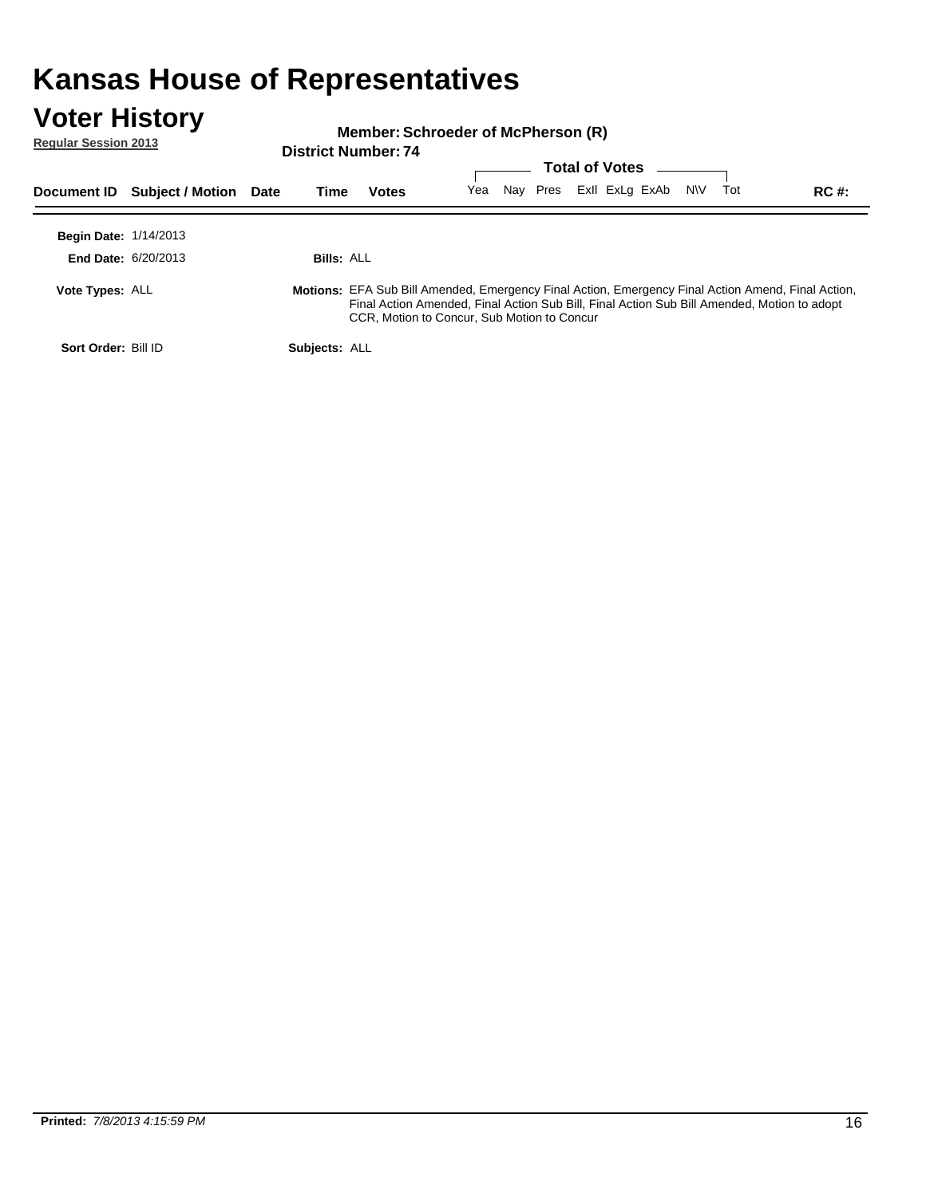# Kansas House of Representatives

## Voter History

**Regular Session 2013**

**Member: Schroeder of McPherson (R)**

**District Number: 74**

| Document ID | Subject / Motion | Date | Time | Votes | Total of Votes: Yea | Nay | Pres | ExII | ExLg | ExAb | N\V | Tot | RC #: |
|---|---|---|---|---|---|---|---|---|---|---|---|---|---|

**Begin Date:** 1/14/2013

**End Date:** 6/20/2013

**Bills:** ALL

**Vote Types:** ALL

**Motions:** EFA Sub Bill Amended, Emergency Final Action, Emergency Final Action Amend, Final Action, Final Action Amended, Final Action Sub Bill, Final Action Sub Bill Amended, Motion to adopt CCR, Motion to Concur, Sub Motion to Concur

**Sort Order:** Bill ID

**Subjects:** ALL

**Printed:** *7/8/2013 4:15:59 PM*